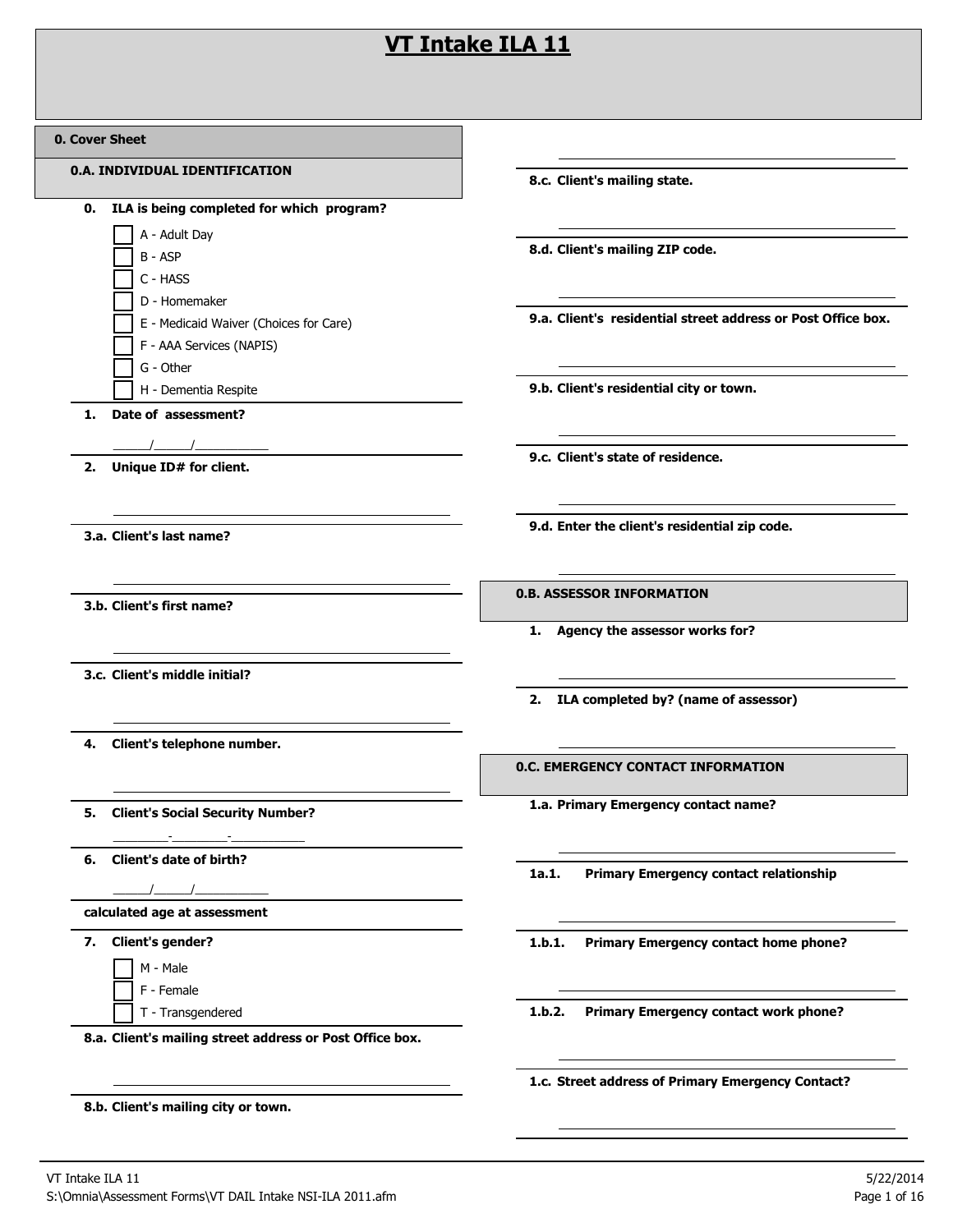# VT Intake ILA 11

## 0. Cover Sheet

### 0.A. INDIVIDUAL IDENTIFICATION

**0. ILA is being completed for which program?**

- [ ] A - Adult Day
- [ ] B - ASP
- [ ] C - HASS
- [ ] D - Homemaker
- [ ] E - Medicaid Waiver (Choices for Care)
- [ ] F - AAA Services (NAPIS)
- [ ] G - Other
- [ ] H - Dementia Respite

**1. Date of assessment?**

\_\_\_\_\_/\_\_\_\_\_/\_\_\_\_\_\_\_\_\_\_

**2. Unique ID# for client.**

\_\_\_\_\_\_\_\_\_\_\_\_\_\_\_\_\_\_\_\_\_\_\_\_\_\_\_\_\_\_

**3.a. Client's last name?**

\_\_\_\_\_\_\_\_\_\_\_\_\_\_\_\_\_\_\_\_\_\_\_\_\_\_\_\_\_\_

**3.b. Client's first name?**

\_\_\_\_\_\_\_\_\_\_\_\_\_\_\_\_\_\_\_\_\_\_\_\_\_\_\_\_\_\_

**3.c. Client's middle initial?**

\_\_\_\_\_\_\_\_\_\_\_\_\_\_\_\_\_\_\_\_\_\_\_\_\_\_\_\_\_\_

**4. Client's telephone number.**

\_\_\_\_\_\_\_\_\_\_\_\_\_\_\_\_\_\_\_\_\_\_\_\_\_\_\_\_\_\_

**5. Client's Social Security Number?**

\_\_\_\_\_\_\_\_-\_\_\_\_\_\_\_\_-\_\_\_\_\_\_\_\_\_\_

**6. Client's date of birth?**

\_\_\_\_\_/\_\_\_\_\_/\_\_\_\_\_\_\_\_\_\_

**calculated age at assessment**

**7. Client's gender?**

- [ ] M - Male
- [ ] F - Female
- [ ] T - Transgendered

**8.a. Client's mailing street address or Post Office box.**

\_\_\_\_\_\_\_\_\_\_\_\_\_\_\_\_\_\_\_\_\_\_\_\_\_\_\_\_\_\_

**8.b. Client's mailing city or town.**

\_\_\_\_\_\_\_\_\_\_\_\_\_\_\_\_\_\_\_\_\_\_\_\_\_\_\_\_\_\_

**8.c. Client's mailing state.**

\_\_\_\_\_\_\_\_\_\_\_\_\_\_\_\_\_\_\_\_\_\_\_\_\_\_\_\_\_\_

**8.d. Client's mailing ZIP code.**

\_\_\_\_\_\_\_\_\_\_\_\_\_\_\_\_\_\_\_\_\_\_\_\_\_\_\_\_\_\_

**9.a. Client's residential street address or Post Office box.**

\_\_\_\_\_\_\_\_\_\_\_\_\_\_\_\_\_\_\_\_\_\_\_\_\_\_\_\_\_\_

**9.b. Client's residential city or town.**

\_\_\_\_\_\_\_\_\_\_\_\_\_\_\_\_\_\_\_\_\_\_\_\_\_\_\_\_\_\_

**9.c. Client's state of residence.**

\_\_\_\_\_\_\_\_\_\_\_\_\_\_\_\_\_\_\_\_\_\_\_\_\_\_\_\_\_\_

**9.d. Enter the client's residential zip code.**

\_\_\_\_\_\_\_\_\_\_\_\_\_\_\_\_\_\_\_\_\_\_\_\_\_\_\_\_\_\_

### 0.B. ASSESSOR INFORMATION

**1. Agency the assessor works for?**

\_\_\_\_\_\_\_\_\_\_\_\_\_\_\_\_\_\_\_\_\_\_\_\_\_\_\_\_\_\_

**2. ILA completed by? (name of assessor)**

\_\_\_\_\_\_\_\_\_\_\_\_\_\_\_\_\_\_\_\_\_\_\_\_\_\_\_\_\_\_

### 0.C. EMERGENCY CONTACT INFORMATION

**1.a. Primary Emergency contact name?**

\_\_\_\_\_\_\_\_\_\_\_\_\_\_\_\_\_\_\_\_\_\_\_\_\_\_\_\_\_\_

**1a.1. Primary Emergency contact relationship**

\_\_\_\_\_\_\_\_\_\_\_\_\_\_\_\_\_\_\_\_\_\_\_\_\_\_\_\_\_\_

**1.b.1. Primary Emergency contact home phone?**

\_\_\_\_\_\_\_\_\_\_\_\_\_\_\_\_\_\_\_\_\_\_\_\_\_\_\_\_\_\_

**1.b.2. Primary Emergency contact work phone?**

\_\_\_\_\_\_\_\_\_\_\_\_\_\_\_\_\_\_\_\_\_\_\_\_\_\_\_\_\_\_

**1.c. Street address of Primary Emergency Contact?**

\_\_\_\_\_\_\_\_\_\_\_\_\_\_\_\_\_\_\_\_\_\_\_\_\_\_\_\_\_\_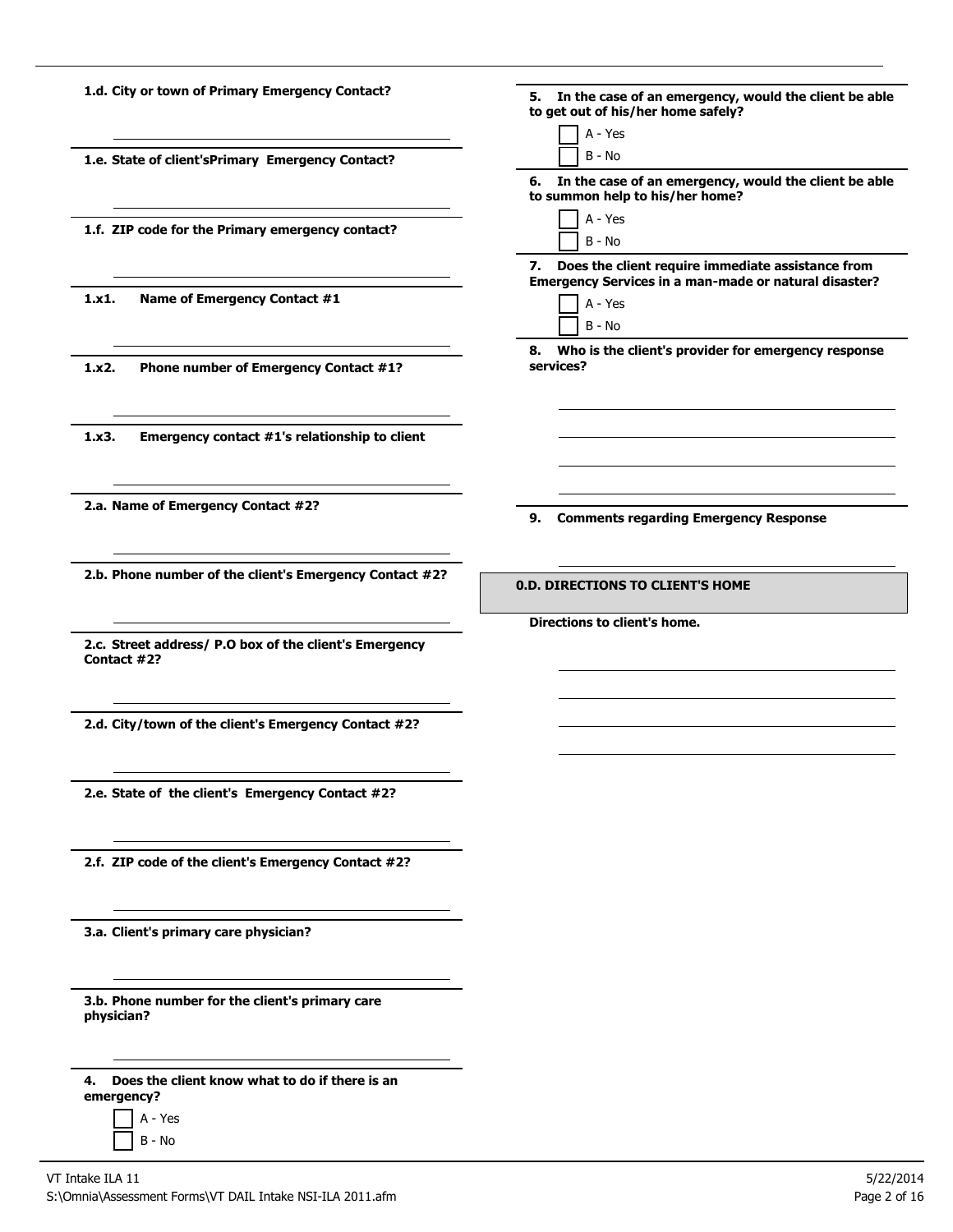**1.d. City or town of Primary Emergency Contact?**

______________________________

**1.e. State of client'sPrimary Emergency Contact?**

______________________________

**1.f. ZIP code for the Primary emergency contact?**

______________________________

**1.x1. Name of Emergency Contact #1**

______________________________

**1.x2. Phone number of Emergency Contact #1?**

______________________________

**1.x3. Emergency contact #1's relationship to client**

______________________________

**2.a. Name of Emergency Contact #2?**

______________________________

**2.b. Phone number of the client's Emergency Contact #2?**

______________________________

**2.c. Street address/ P.O box of the client's Emergency Contact #2?**

______________________________

**2.d. City/town of the client's Emergency Contact #2?**

______________________________

**2.e. State of the client's Emergency Contact #2?**

______________________________

**2.f. ZIP code of the client's Emergency Contact #2?**

______________________________

**3.a. Client's primary care physician?**

______________________________

**3.b. Phone number for the client's primary care physician?**

______________________________

**4. Does the client know what to do if there is an emergency?**

- [ ] A - Yes
- [ ] B - No

**5. In the case of an emergency, would the client be able to get out of his/her home safely?**

- [ ] A - Yes
- [ ] B - No

**6. In the case of an emergency, would the client be able to summon help to his/her home?**

- [ ] A - Yes
- [ ] B - No

**7. Does the client require immediate assistance from Emergency Services in a man-made or natural disaster?**

- [ ] A - Yes
- [ ] B - No

**8. Who is the client's provider for emergency response services?**

______________________________

______________________________

______________________________

______________________________

**9. Comments regarding Emergency Response**

______________________________

## 0.D. DIRECTIONS TO CLIENT'S HOME

**Directions to client's home.**

______________________________

______________________________

______________________________

______________________________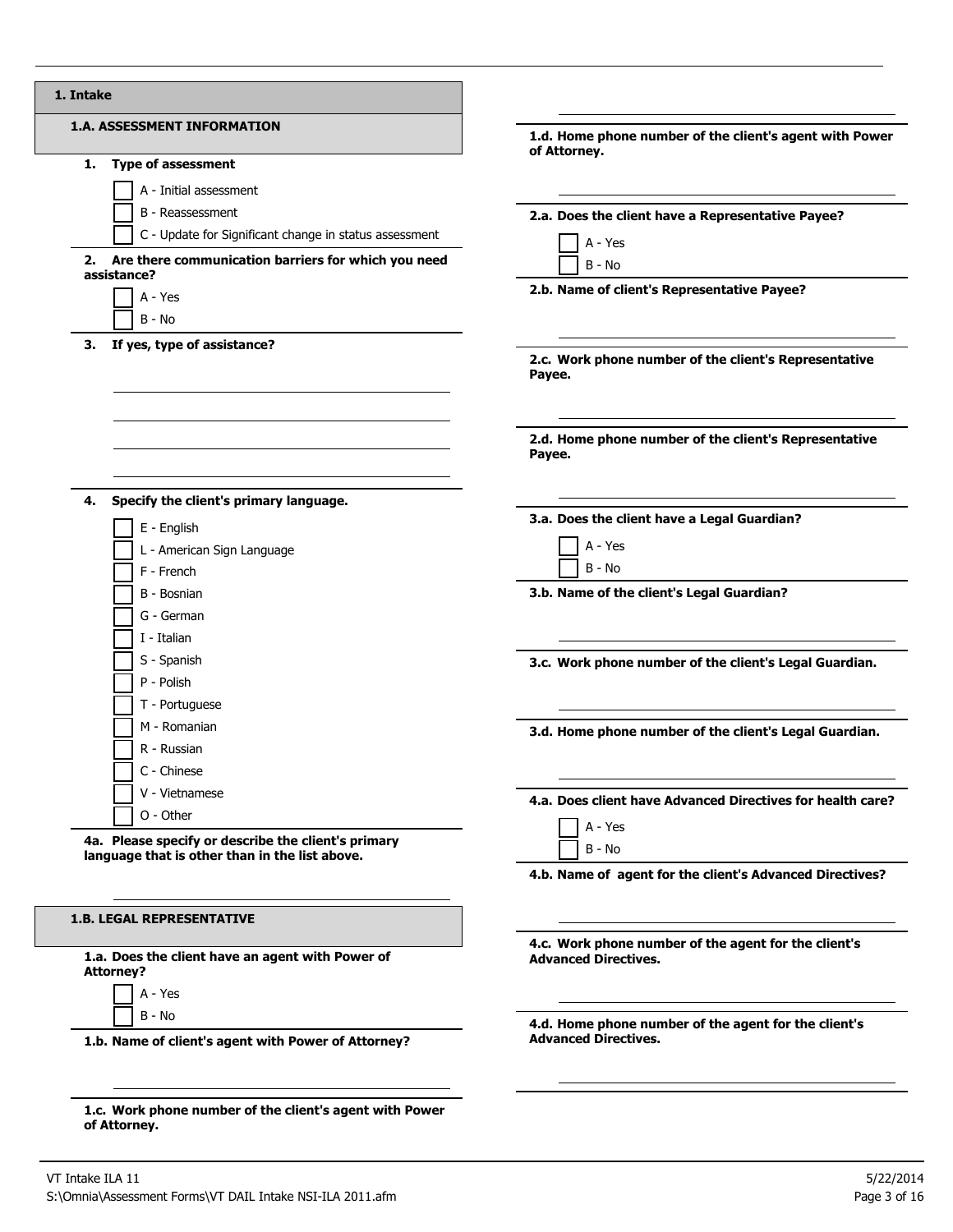# 1. Intake

## 1.A. ASSESSMENT INFORMATION

**1. Type of assessment**

- ☐ A - Initial assessment
- ☐ B - Reassessment
- ☐ C - Update for Significant change in status assessment

**2. Are there communication barriers for which you need assistance?**

- ☐ A - Yes
- ☐ B - No

**3. If yes, type of assistance?**

\_\_\_\_\_\_\_\_\_\_\_\_\_\_\_\_\_\_\_\_\_\_\_\_\_\_\_\_\_\_\_\_\_\_\_\_\_\_\_\_

\_\_\_\_\_\_\_\_\_\_\_\_\_\_\_\_\_\_\_\_\_\_\_\_\_\_\_\_\_\_\_\_\_\_\_\_\_\_\_\_

\_\_\_\_\_\_\_\_\_\_\_\_\_\_\_\_\_\_\_\_\_\_\_\_\_\_\_\_\_\_\_\_\_\_\_\_\_\_\_\_

\_\_\_\_\_\_\_\_\_\_\_\_\_\_\_\_\_\_\_\_\_\_\_\_\_\_\_\_\_\_\_\_\_\_\_\_\_\_\_\_

**4. Specify the client's primary language.**

- ☐ E - English
- ☐ L - American Sign Language
- ☐ F - French
- ☐ B - Bosnian
- ☐ G - German
- ☐ I - Italian
- ☐ S - Spanish
- ☐ P - Polish
- ☐ T - Portuguese
- ☐ M - Romanian
- ☐ R - Russian
- ☐ C - Chinese
- ☐ V - Vietnamese
- ☐ O - Other

**4a. Please specify or describe the client's primary language that is other than in the list above.**

\_\_\_\_\_\_\_\_\_\_\_\_\_\_\_\_\_\_\_\_\_\_\_\_\_\_\_\_\_\_\_\_\_\_\_\_\_\_\_\_

## 1.B. LEGAL REPRESENTATIVE

**1.a. Does the client have an agent with Power of Attorney?**

- ☐ A - Yes
- ☐ B - No

**1.b. Name of client's agent with Power of Attorney?**

\_\_\_\_\_\_\_\_\_\_\_\_\_\_\_\_\_\_\_\_\_\_\_\_\_\_\_\_\_\_\_\_\_\_\_\_\_\_\_\_

**1.c. Work phone number of the client's agent with Power of Attorney.**

\_\_\_\_\_\_\_\_\_\_\_\_\_\_\_\_\_\_\_\_\_\_\_\_\_\_\_\_\_\_\_\_\_\_\_\_\_\_\_\_

**1.d. Home phone number of the client's agent with Power of Attorney.**

\_\_\_\_\_\_\_\_\_\_\_\_\_\_\_\_\_\_\_\_\_\_\_\_\_\_\_\_\_\_\_\_\_\_\_\_\_\_\_\_

**2.a. Does the client have a Representative Payee?**

- ☐ A - Yes
- ☐ B - No

**2.b. Name of client's Representative Payee?**

\_\_\_\_\_\_\_\_\_\_\_\_\_\_\_\_\_\_\_\_\_\_\_\_\_\_\_\_\_\_\_\_\_\_\_\_\_\_\_\_

**2.c. Work phone number of the client's Representative Payee.**

\_\_\_\_\_\_\_\_\_\_\_\_\_\_\_\_\_\_\_\_\_\_\_\_\_\_\_\_\_\_\_\_\_\_\_\_\_\_\_\_

**2.d. Home phone number of the client's Representative Payee.**

\_\_\_\_\_\_\_\_\_\_\_\_\_\_\_\_\_\_\_\_\_\_\_\_\_\_\_\_\_\_\_\_\_\_\_\_\_\_\_\_

**3.a. Does the client have a Legal Guardian?**

- ☐ A - Yes
- ☐ B - No

**3.b. Name of the client's Legal Guardian?**

\_\_\_\_\_\_\_\_\_\_\_\_\_\_\_\_\_\_\_\_\_\_\_\_\_\_\_\_\_\_\_\_\_\_\_\_\_\_\_\_

**3.c. Work phone number of the client's Legal Guardian.**

\_\_\_\_\_\_\_\_\_\_\_\_\_\_\_\_\_\_\_\_\_\_\_\_\_\_\_\_\_\_\_\_\_\_\_\_\_\_\_\_

**3.d. Home phone number of the client's Legal Guardian.**

\_\_\_\_\_\_\_\_\_\_\_\_\_\_\_\_\_\_\_\_\_\_\_\_\_\_\_\_\_\_\_\_\_\_\_\_\_\_\_\_

**4.a. Does client have Advanced Directives for health care?**

- ☐ A - Yes
- ☐ B - No

**4.b. Name of agent for the client's Advanced Directives?**

\_\_\_\_\_\_\_\_\_\_\_\_\_\_\_\_\_\_\_\_\_\_\_\_\_\_\_\_\_\_\_\_\_\_\_\_\_\_\_\_

**4.c. Work phone number of the agent for the client's Advanced Directives.**

\_\_\_\_\_\_\_\_\_\_\_\_\_\_\_\_\_\_\_\_\_\_\_\_\_\_\_\_\_\_\_\_\_\_\_\_\_\_\_\_

**4.d. Home phone number of the agent for the client's Advanced Directives.**

\_\_\_\_\_\_\_\_\_\_\_\_\_\_\_\_\_\_\_\_\_\_\_\_\_\_\_\_\_\_\_\_\_\_\_\_\_\_\_\_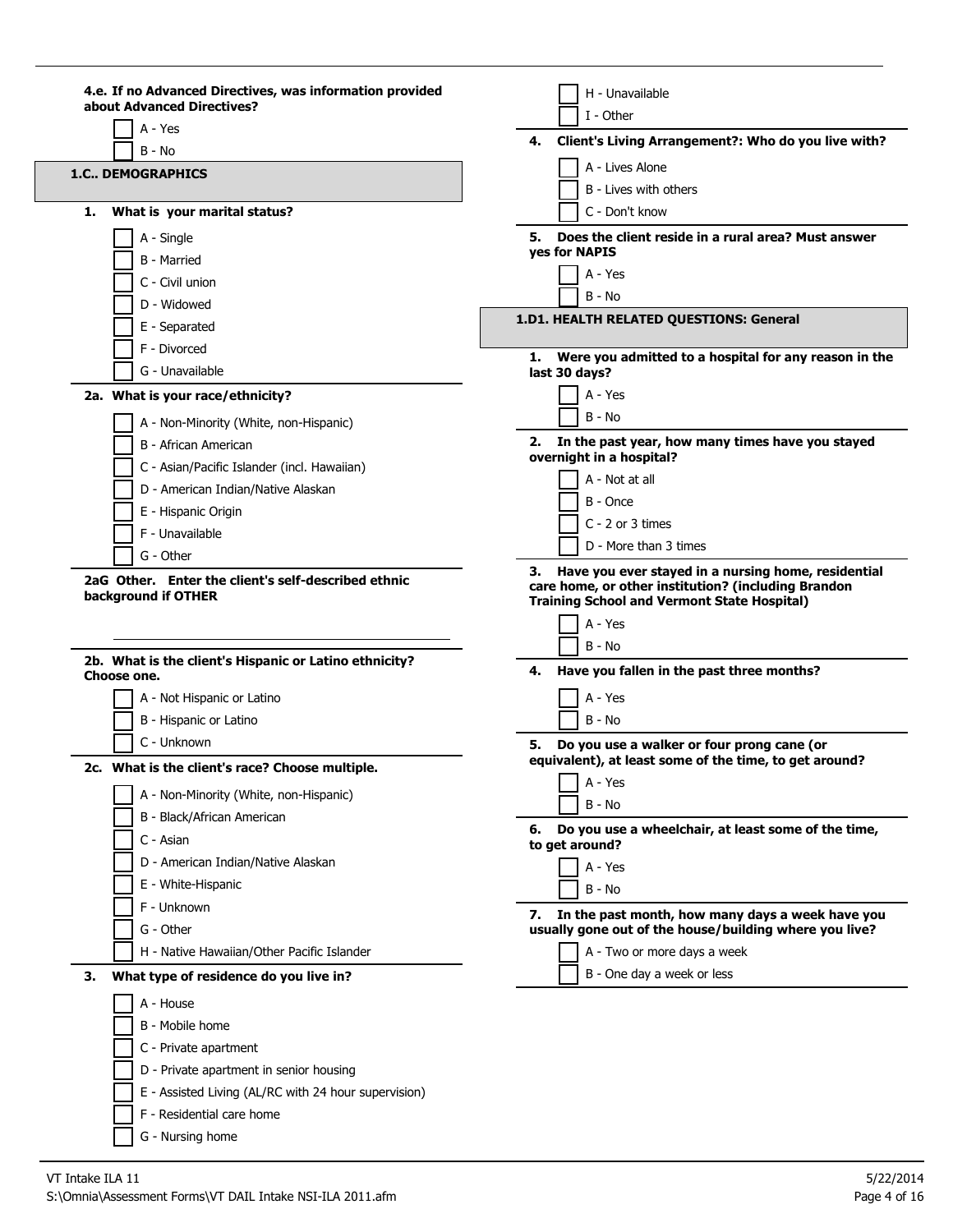**4.e. If no Advanced Directives, was information provided about Advanced Directives?**

- [ ] A - Yes
- [ ] B - No

## 1.C.. DEMOGRAPHICS

**1. What is your marital status?**

- [ ] A - Single
- [ ] B - Married
- [ ] C - Civil union
- [ ] D - Widowed
- [ ] E - Separated
- [ ] F - Divorced
- [ ] G - Unavailable

**2a. What is your race/ethnicity?**

- [ ] A - Non-Minority (White, non-Hispanic)
- [ ] B - African American
- [ ] C - Asian/Pacific Islander (incl. Hawaiian)
- [ ] D - American Indian/Native Alaskan
- [ ] E - Hispanic Origin
- [ ] F - Unavailable
- [ ] G - Other

**2aG Other. Enter the client's self-described ethnic background if OTHER**

\_\_\_\_\_\_\_\_\_\_\_\_\_\_\_\_\_\_\_\_\_\_\_\_\_\_\_\_\_\_\_\_\_\_\_\_\_\_\_\_

**2b. What is the client's Hispanic or Latino ethnicity? Choose one.**

- [ ] A - Not Hispanic or Latino
- [ ] B - Hispanic or Latino
- [ ] C - Unknown

**2c. What is the client's race? Choose multiple.**

- [ ] A - Non-Minority (White, non-Hispanic)
- [ ] B - Black/African American
- [ ] C - Asian
- [ ] D - American Indian/Native Alaskan
- [ ] E - White-Hispanic
- [ ] F - Unknown
- [ ] G - Other
- [ ] H - Native Hawaiian/Other Pacific Islander

**3. What type of residence do you live in?**

- [ ] A - House
- [ ] B - Mobile home
- [ ] C - Private apartment
- [ ] D - Private apartment in senior housing
- [ ] E - Assisted Living (AL/RC with 24 hour supervision)
- [ ] F - Residential care home
- [ ] G - Nursing home
- [ ] H - Unavailable
- [ ] I - Other

**4. Client's Living Arrangement?: Who do you live with?**

- [ ] A - Lives Alone
- [ ] B - Lives with others
- [ ] C - Don't know

**5. Does the client reside in a rural area? Must answer yes for NAPIS**

- [ ] A - Yes
- [ ] B - No

## 1.D1. HEALTH RELATED QUESTIONS: General

**1. Were you admitted to a hospital for any reason in the last 30 days?**

- [ ] A - Yes
- [ ] B - No

**2. In the past year, how many times have you stayed overnight in a hospital?**

- [ ] A - Not at all
- [ ] B - Once
- [ ] C - 2 or 3 times
- [ ] D - More than 3 times

**3. Have you ever stayed in a nursing home, residential care home, or other institution? (including Brandon Training School and Vermont State Hospital)**

- [ ] A - Yes
- [ ] B - No

**4. Have you fallen in the past three months?**

- [ ] A - Yes
- [ ] B - No

**5. Do you use a walker or four prong cane (or equivalent), at least some of the time, to get around?**

- [ ] A - Yes
- [ ] B - No

**6. Do you use a wheelchair, at least some of the time, to get around?**

- [ ] A - Yes
- [ ] B - No

**7. In the past month, how many days a week have you usually gone out of the house/building where you live?**

- [ ] A - Two or more days a week
- [ ] B - One day a week or less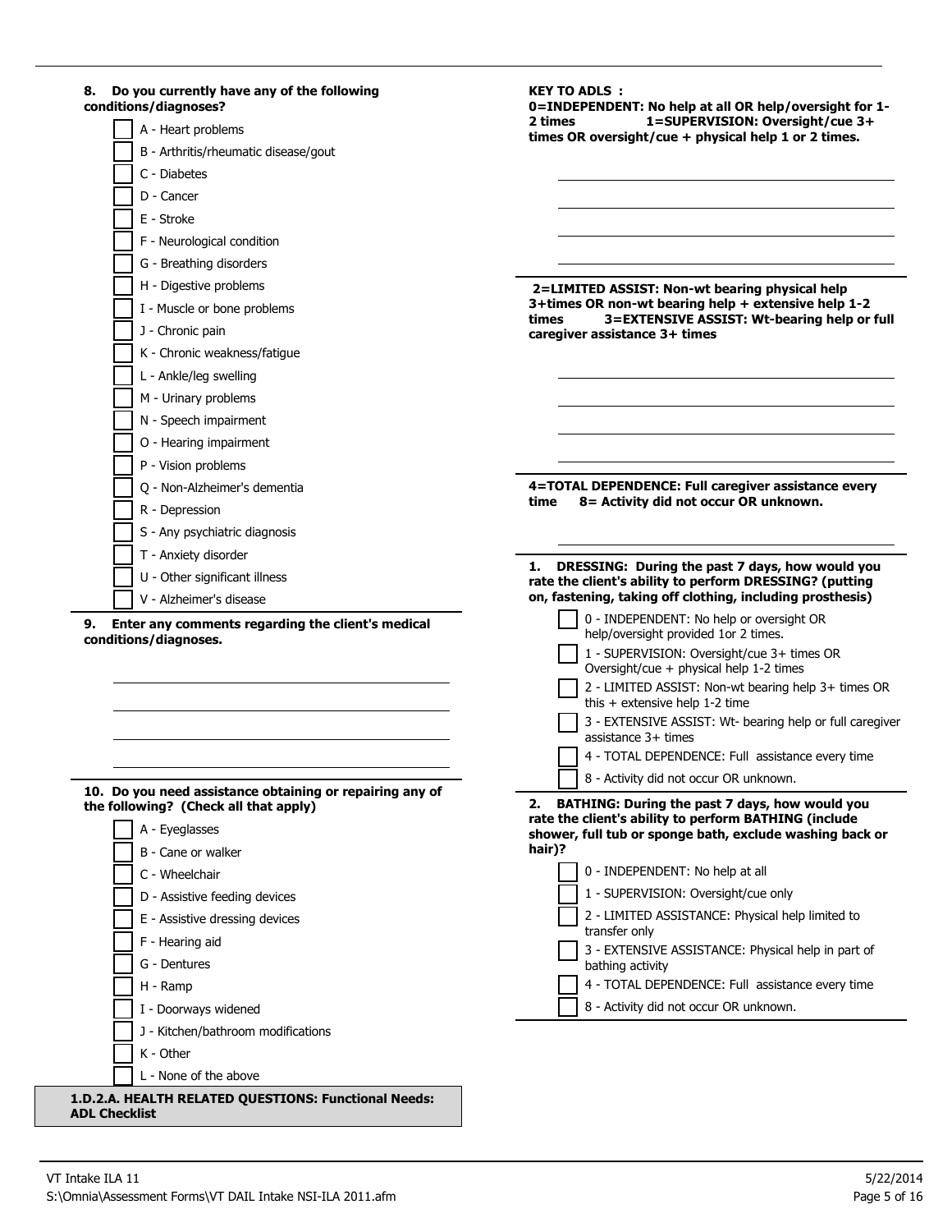**8. Do you currently have any of the following conditions/diagnoses?**

- [ ] A - Heart problems
- [ ] B - Arthritis/rheumatic disease/gout
- [ ] C - Diabetes
- [ ] D - Cancer
- [ ] E - Stroke
- [ ] F - Neurological condition
- [ ] G - Breathing disorders
- [ ] H - Digestive problems
- [ ] I - Muscle or bone problems
- [ ] J - Chronic pain
- [ ] K - Chronic weakness/fatigue
- [ ] L - Ankle/leg swelling
- [ ] M - Urinary problems
- [ ] N - Speech impairment
- [ ] O - Hearing impairment
- [ ] P - Vision problems
- [ ] Q - Non-Alzheimer's dementia
- [ ] R - Depression
- [ ] S - Any psychiatric diagnosis
- [ ] T - Anxiety disorder
- [ ] U - Other significant illness
- [ ] V - Alzheimer's disease

**9. Enter any comments regarding the client's medical conditions/diagnoses.**

\_\_\_\_\_\_\_\_\_\_\_\_\_\_\_\_\_\_\_\_\_\_\_\_\_\_\_\_\_\_\_\_\_\_\_\_\_\_\_\_

\_\_\_\_\_\_\_\_\_\_\_\_\_\_\_\_\_\_\_\_\_\_\_\_\_\_\_\_\_\_\_\_\_\_\_\_\_\_\_\_

\_\_\_\_\_\_\_\_\_\_\_\_\_\_\_\_\_\_\_\_\_\_\_\_\_\_\_\_\_\_\_\_\_\_\_\_\_\_\_\_

\_\_\_\_\_\_\_\_\_\_\_\_\_\_\_\_\_\_\_\_\_\_\_\_\_\_\_\_\_\_\_\_\_\_\_\_\_\_\_\_

**10. Do you need assistance obtaining or repairing any of the following? (Check all that apply)**

- [ ] A - Eyeglasses
- [ ] B - Cane or walker
- [ ] C - Wheelchair
- [ ] D - Assistive feeding devices
- [ ] E - Assistive dressing devices
- [ ] F - Hearing aid
- [ ] G - Dentures
- [ ] H - Ramp
- [ ] I - Doorways widened
- [ ] J - Kitchen/bathroom modifications
- [ ] K - Other
- [ ] L - None of the above

## 1.D.2.A. HEALTH RELATED QUESTIONS: Functional Needs: ADL Checklist

**KEY TO ADLS :**
**0=INDEPENDENT: No help at all OR help/oversight for 1-2 times 1=SUPERVISION: Oversight/cue 3+ times OR oversight/cue + physical help 1 or 2 times.**

\_\_\_\_\_\_\_\_\_\_\_\_\_\_\_\_\_\_\_\_\_\_\_\_\_\_\_\_\_\_\_\_\_\_\_\_\_\_\_\_

\_\_\_\_\_\_\_\_\_\_\_\_\_\_\_\_\_\_\_\_\_\_\_\_\_\_\_\_\_\_\_\_\_\_\_\_\_\_\_\_

\_\_\_\_\_\_\_\_\_\_\_\_\_\_\_\_\_\_\_\_\_\_\_\_\_\_\_\_\_\_\_\_\_\_\_\_\_\_\_\_

\_\_\_\_\_\_\_\_\_\_\_\_\_\_\_\_\_\_\_\_\_\_\_\_\_\_\_\_\_\_\_\_\_\_\_\_\_\_\_\_

**2=LIMITED ASSIST: Non-wt bearing physical help 3+times OR non-wt bearing help + extensive help 1-2 times 3=EXTENSIVE ASSIST: Wt-bearing help or full caregiver assistance 3+ times**

\_\_\_\_\_\_\_\_\_\_\_\_\_\_\_\_\_\_\_\_\_\_\_\_\_\_\_\_\_\_\_\_\_\_\_\_\_\_\_\_

\_\_\_\_\_\_\_\_\_\_\_\_\_\_\_\_\_\_\_\_\_\_\_\_\_\_\_\_\_\_\_\_\_\_\_\_\_\_\_\_

\_\_\_\_\_\_\_\_\_\_\_\_\_\_\_\_\_\_\_\_\_\_\_\_\_\_\_\_\_\_\_\_\_\_\_\_\_\_\_\_

\_\_\_\_\_\_\_\_\_\_\_\_\_\_\_\_\_\_\_\_\_\_\_\_\_\_\_\_\_\_\_\_\_\_\_\_\_\_\_\_

**4=TOTAL DEPENDENCE: Full caregiver assistance every time 8= Activity did not occur OR unknown.**

\_\_\_\_\_\_\_\_\_\_\_\_\_\_\_\_\_\_\_\_\_\_\_\_\_\_\_\_\_\_\_\_\_\_\_\_\_\_\_\_

**1. DRESSING: During the past 7 days, how would you rate the client's ability to perform DRESSING? (putting on, fastening, taking off clothing, including prosthesis)**

- [ ] 0 - INDEPENDENT: No help or oversight OR help/oversight provided 1or 2 times.
- [ ] 1 - SUPERVISION: Oversight/cue 3+ times OR Oversight/cue + physical help 1-2 times
- [ ] 2 - LIMITED ASSIST: Non-wt bearing help 3+ times OR this + extensive help 1-2 time
- [ ] 3 - EXTENSIVE ASSIST: Wt- bearing help or full caregiver assistance 3+ times
- [ ] 4 - TOTAL DEPENDENCE: Full assistance every time
- [ ] 8 - Activity did not occur OR unknown.

**2. BATHING: During the past 7 days, how would you rate the client's ability to perform BATHING (include shower, full tub or sponge bath, exclude washing back or hair)?**

- [ ] 0 - INDEPENDENT: No help at all
- [ ] 1 - SUPERVISION: Oversight/cue only
- [ ] 2 - LIMITED ASSISTANCE: Physical help limited to transfer only
- [ ] 3 - EXTENSIVE ASSISTANCE: Physical help in part of bathing activity
- [ ] 4 - TOTAL DEPENDENCE: Full assistance every time
- [ ] 8 - Activity did not occur OR unknown.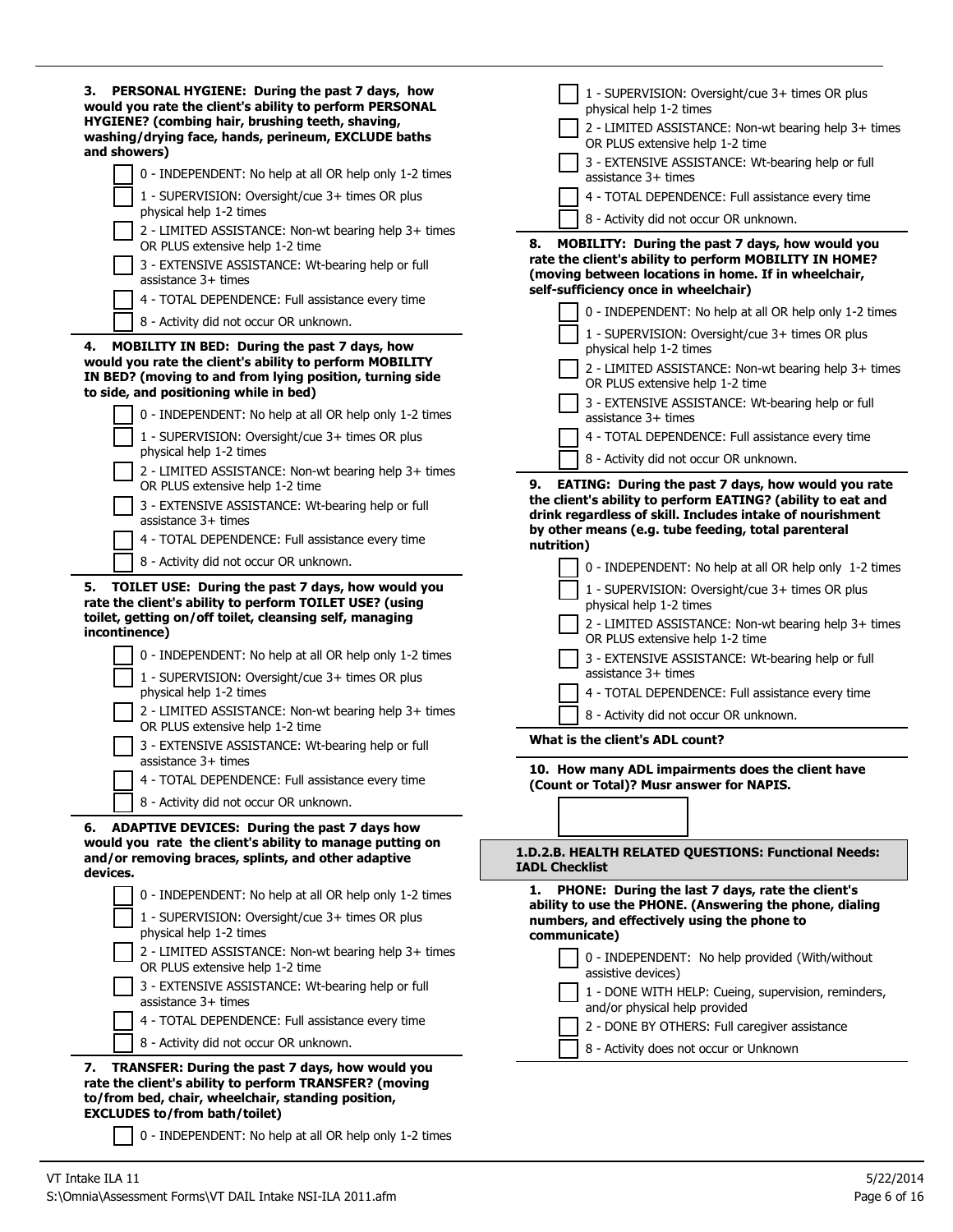**3. PERSONAL HYGIENE: During the past 7 days, how would you rate the client's ability to perform PERSONAL HYGIENE? (combing hair, brushing teeth, shaving, washing/drying face, hands, perineum, EXCLUDE baths and showers)**

- [ ] 0 - INDEPENDENT: No help at all OR help only 1-2 times
- [ ] 1 - SUPERVISION: Oversight/cue 3+ times OR plus physical help 1-2 times
- [ ] 2 - LIMITED ASSISTANCE: Non-wt bearing help 3+ times OR PLUS extensive help 1-2 time
- [ ] 3 - EXTENSIVE ASSISTANCE: Wt-bearing help or full assistance 3+ times
- [ ] 4 - TOTAL DEPENDENCE: Full assistance every time
- [ ] 8 - Activity did not occur OR unknown.

**4. MOBILITY IN BED: During the past 7 days, how would you rate the client's ability to perform MOBILITY IN BED? (moving to and from lying position, turning side to side, and positioning while in bed)**

- [ ] 0 - INDEPENDENT: No help at all OR help only 1-2 times
- [ ] 1 - SUPERVISION: Oversight/cue 3+ times OR plus physical help 1-2 times
- [ ] 2 - LIMITED ASSISTANCE: Non-wt bearing help 3+ times OR PLUS extensive help 1-2 time
- [ ] 3 - EXTENSIVE ASSISTANCE: Wt-bearing help or full assistance 3+ times
- [ ] 4 - TOTAL DEPENDENCE: Full assistance every time
- [ ] 8 - Activity did not occur OR unknown.

**5. TOILET USE: During the past 7 days, how would you rate the client's ability to perform TOILET USE? (using toilet, getting on/off toilet, cleansing self, managing incontinence)**

- [ ] 0 - INDEPENDENT: No help at all OR help only 1-2 times
- [ ] 1 - SUPERVISION: Oversight/cue 3+ times OR plus physical help 1-2 times
- [ ] 2 - LIMITED ASSISTANCE: Non-wt bearing help 3+ times OR PLUS extensive help 1-2 time
- [ ] 3 - EXTENSIVE ASSISTANCE: Wt-bearing help or full assistance 3+ times
- [ ] 4 - TOTAL DEPENDENCE: Full assistance every time
- [ ] 8 - Activity did not occur OR unknown.

**6. ADAPTIVE DEVICES: During the past 7 days how would you rate the client's ability to manage putting on and/or removing braces, splints, and other adaptive devices.**

- [ ] 0 - INDEPENDENT: No help at all OR help only 1-2 times
- [ ] 1 - SUPERVISION: Oversight/cue 3+ times OR plus physical help 1-2 times
- [ ] 2 - LIMITED ASSISTANCE: Non-wt bearing help 3+ times OR PLUS extensive help 1-2 time
- [ ] 3 - EXTENSIVE ASSISTANCE: Wt-bearing help or full assistance 3+ times
- [ ] 4 - TOTAL DEPENDENCE: Full assistance every time
- [ ] 8 - Activity did not occur OR unknown.

**7. TRANSFER: During the past 7 days, how would you rate the client's ability to perform TRANSFER? (moving to/from bed, chair, wheelchair, standing position, EXCLUDES to/from bath/toilet)**

- [ ] 0 - INDEPENDENT: No help at all OR help only 1-2 times
- [ ] 1 - SUPERVISION: Oversight/cue 3+ times OR plus physical help 1-2 times
- [ ] 2 - LIMITED ASSISTANCE: Non-wt bearing help 3+ times OR PLUS extensive help 1-2 time
- [ ] 3 - EXTENSIVE ASSISTANCE: Wt-bearing help or full assistance 3+ times
- [ ] 4 - TOTAL DEPENDENCE: Full assistance every time
- [ ] 8 - Activity did not occur OR unknown.

**8. MOBILITY: During the past 7 days, how would you rate the client's ability to perform MOBILITY IN HOME? (moving between locations in home. If in wheelchair, self-sufficiency once in wheelchair)**

- [ ] 0 - INDEPENDENT: No help at all OR help only 1-2 times
- [ ] 1 - SUPERVISION: Oversight/cue 3+ times OR plus physical help 1-2 times
- [ ] 2 - LIMITED ASSISTANCE: Non-wt bearing help 3+ times OR PLUS extensive help 1-2 time
- [ ] 3 - EXTENSIVE ASSISTANCE: Wt-bearing help or full assistance 3+ times
- [ ] 4 - TOTAL DEPENDENCE: Full assistance every time
- [ ] 8 - Activity did not occur OR unknown.

**9. EATING: During the past 7 days, how would you rate the client's ability to perform EATING? (ability to eat and drink regardless of skill. Includes intake of nourishment by other means (e.g. tube feeding, total parenteral nutrition)**

- [ ] 0 - INDEPENDENT: No help at all OR help only 1-2 times
- [ ] 1 - SUPERVISION: Oversight/cue 3+ times OR plus physical help 1-2 times
- [ ] 2 - LIMITED ASSISTANCE: Non-wt bearing help 3+ times OR PLUS extensive help 1-2 time
- [ ] 3 - EXTENSIVE ASSISTANCE: Wt-bearing help or full assistance 3+ times
- [ ] 4 - TOTAL DEPENDENCE: Full assistance every time
- [ ] 8 - Activity did not occur OR unknown.

**What is the client's ADL count?**

**10. How many ADL impairments does the client have (Count or Total)? Musr answer for NAPIS.**

[ ]

## 1.D.2.B. HEALTH RELATED QUESTIONS: Functional Needs: IADL Checklist

**1. PHONE: During the last 7 days, rate the client's ability to use the PHONE. (Answering the phone, dialing numbers, and effectively using the phone to communicate)**

- [ ] 0 - INDEPENDENT: No help provided (With/without assistive devices)
- [ ] 1 - DONE WITH HELP: Cueing, supervision, reminders, and/or physical help provided
- [ ] 2 - DONE BY OTHERS: Full caregiver assistance
- [ ] 8 - Activity does not occur or Unknown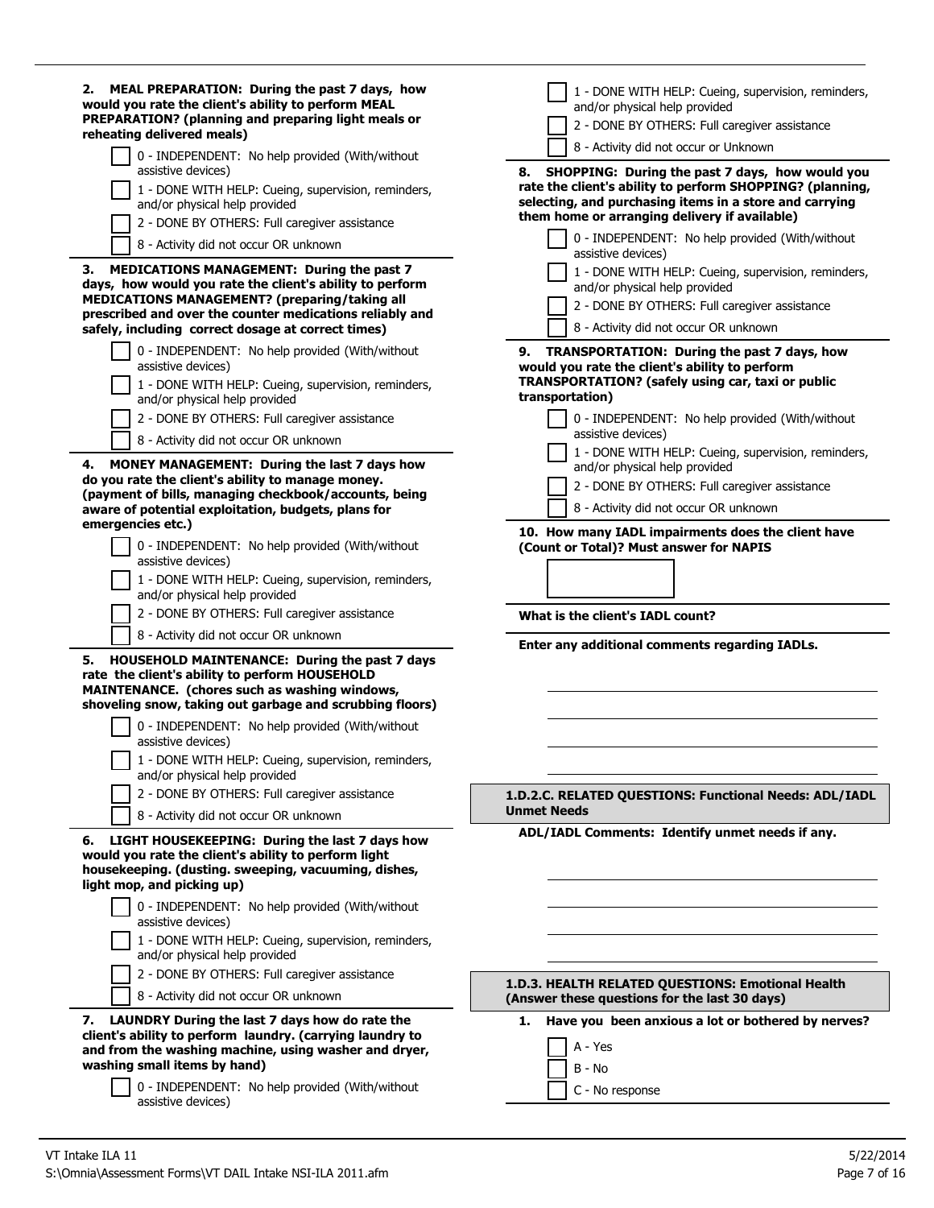**2. MEAL PREPARATION: During the past 7 days, how would you rate the client's ability to perform MEAL PREPARATION? (planning and preparing light meals or reheating delivered meals)**

- [ ] 0 - INDEPENDENT: No help provided (With/without assistive devices)
- [ ] 1 - DONE WITH HELP: Cueing, supervision, reminders, and/or physical help provided
- [ ] 2 - DONE BY OTHERS: Full caregiver assistance
- [ ] 8 - Activity did not occur OR unknown

**3. MEDICATIONS MANAGEMENT: During the past 7 days, how would you rate the client's ability to perform MEDICATIONS MANAGEMENT? (preparing/taking all prescribed and over the counter medications reliably and safely, including correct dosage at correct times)**

- [ ] 0 - INDEPENDENT: No help provided (With/without assistive devices)
- [ ] 1 - DONE WITH HELP: Cueing, supervision, reminders, and/or physical help provided
- [ ] 2 - DONE BY OTHERS: Full caregiver assistance
- [ ] 8 - Activity did not occur OR unknown

**4. MONEY MANAGEMENT: During the last 7 days how do you rate the client's ability to manage money. (payment of bills, managing checkbook/accounts, being aware of potential exploitation, budgets, plans for emergencies etc.)**

- [ ] 0 - INDEPENDENT: No help provided (With/without assistive devices)
- [ ] 1 - DONE WITH HELP: Cueing, supervision, reminders, and/or physical help provided
- [ ] 2 - DONE BY OTHERS: Full caregiver assistance
- [ ] 8 - Activity did not occur OR unknown

**5. HOUSEHOLD MAINTENANCE: During the past 7 days rate the client's ability to perform HOUSEHOLD MAINTENANCE. (chores such as washing windows, shoveling snow, taking out garbage and scrubbing floors)**

- [ ] 0 - INDEPENDENT: No help provided (With/without assistive devices)
- [ ] 1 - DONE WITH HELP: Cueing, supervision, reminders, and/or physical help provided
- [ ] 2 - DONE BY OTHERS: Full caregiver assistance
- [ ] 8 - Activity did not occur OR unknown

**6. LIGHT HOUSEKEEPING: During the last 7 days how would you rate the client's ability to perform light housekeeping. (dusting. sweeping, vacuuming, dishes, light mop, and picking up)**

- [ ] 0 - INDEPENDENT: No help provided (With/without assistive devices)
- [ ] 1 - DONE WITH HELP: Cueing, supervision, reminders, and/or physical help provided
- [ ] 2 - DONE BY OTHERS: Full caregiver assistance
- [ ] 8 - Activity did not occur OR unknown

**7. LAUNDRY During the last 7 days how do rate the client's ability to perform laundry. (carrying laundry to and from the washing machine, using washer and dryer, washing small items by hand)**

- [ ] 0 - INDEPENDENT: No help provided (With/without assistive devices)
- [ ] 1 - DONE WITH HELP: Cueing, supervision, reminders, and/or physical help provided
- [ ] 2 - DONE BY OTHERS: Full caregiver assistance
- [ ] 8 - Activity did not occur or Unknown

**8. SHOPPING: During the past 7 days, how would you rate the client's ability to perform SHOPPING? (planning, selecting, and purchasing items in a store and carrying them home or arranging delivery if available)**

- [ ] 0 - INDEPENDENT: No help provided (With/without assistive devices)
- [ ] 1 - DONE WITH HELP: Cueing, supervision, reminders, and/or physical help provided
- [ ] 2 - DONE BY OTHERS: Full caregiver assistance
- [ ] 8 - Activity did not occur OR unknown

**9. TRANSPORTATION: During the past 7 days, how would you rate the client's ability to perform TRANSPORTATION? (safely using car, taxi or public transportation)**

- [ ] 0 - INDEPENDENT: No help provided (With/without assistive devices)
- [ ] 1 - DONE WITH HELP: Cueing, supervision, reminders, and/or physical help provided
- [ ] 2 - DONE BY OTHERS: Full caregiver assistance
- [ ] 8 - Activity did not occur OR unknown

**10. How many IADL impairments does the client have (Count or Total)? Must answer for NAPIS**

[          ]

**What is the client's IADL count?**

**Enter any additional comments regarding IADLs.**

\_\_\_\_\_\_\_\_\_\_\_\_\_\_\_\_\_\_\_\_\_\_\_\_\_\_\_\_\_\_

\_\_\_\_\_\_\_\_\_\_\_\_\_\_\_\_\_\_\_\_\_\_\_\_\_\_\_\_\_\_

\_\_\_\_\_\_\_\_\_\_\_\_\_\_\_\_\_\_\_\_\_\_\_\_\_\_\_\_\_\_

\_\_\_\_\_\_\_\_\_\_\_\_\_\_\_\_\_\_\_\_\_\_\_\_\_\_\_\_\_\_

## 1.D.2.C. RELATED QUESTIONS: Functional Needs: ADL/IADL Unmet Needs

**ADL/IADL Comments: Identify unmet needs if any.**

\_\_\_\_\_\_\_\_\_\_\_\_\_\_\_\_\_\_\_\_\_\_\_\_\_\_\_\_\_\_

\_\_\_\_\_\_\_\_\_\_\_\_\_\_\_\_\_\_\_\_\_\_\_\_\_\_\_\_\_\_

\_\_\_\_\_\_\_\_\_\_\_\_\_\_\_\_\_\_\_\_\_\_\_\_\_\_\_\_\_\_

\_\_\_\_\_\_\_\_\_\_\_\_\_\_\_\_\_\_\_\_\_\_\_\_\_\_\_\_\_\_

## 1.D.3. HEALTH RELATED QUESTIONS: Emotional Health (Answer these questions for the last 30 days)

**1. Have you been anxious a lot or bothered by nerves?**

- [ ] A - Yes
- [ ] B - No
- [ ] C - No response

VT Intake ILA 11
S:\Omnia\Assessment Forms\VT DAIL Intake NSI-ILA 2011.afm
5/22/2014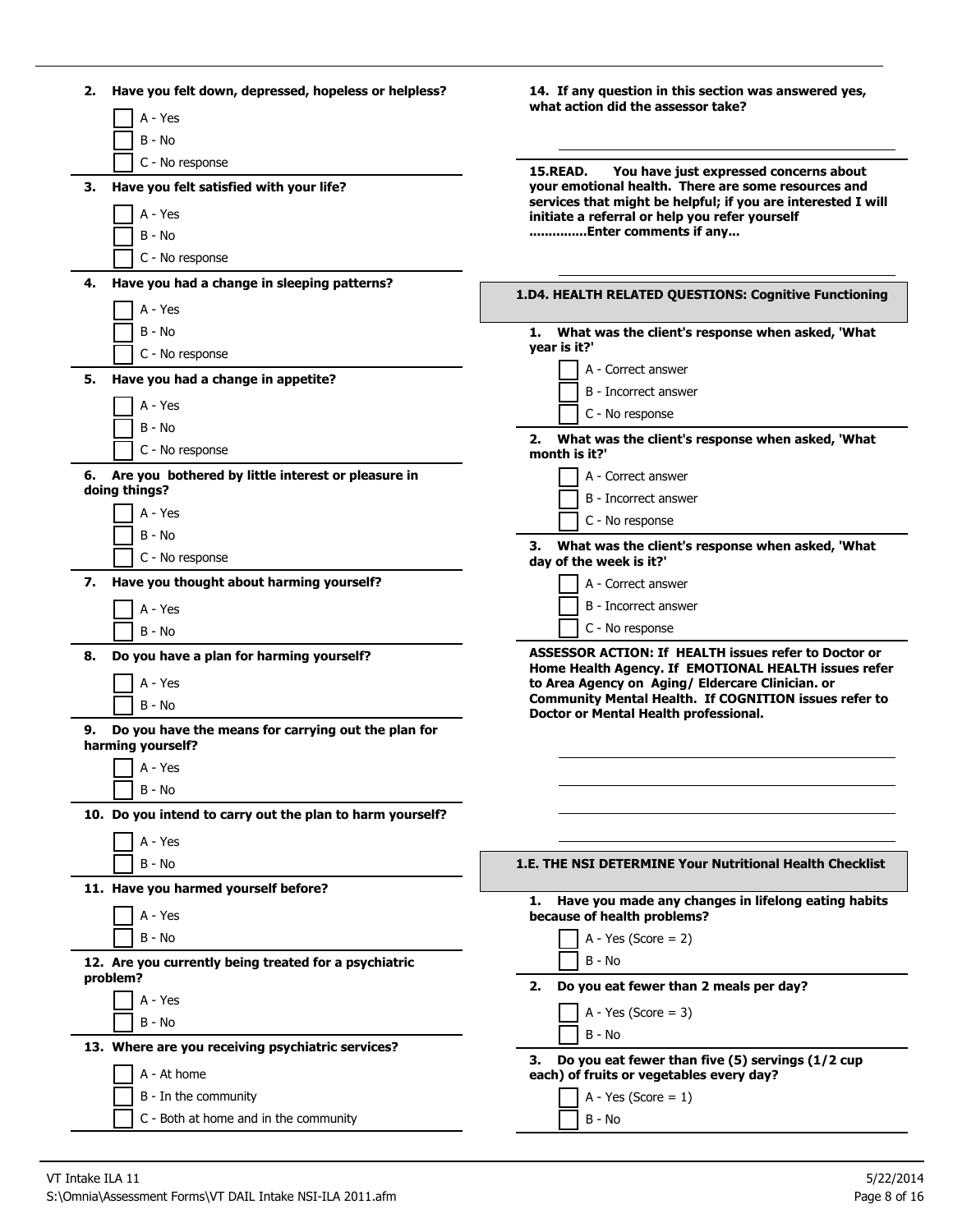**2. Have you felt down, depressed, hopeless or helpless?**

- A - Yes
- B - No
- C - No response

**3. Have you felt satisfied with your life?**

- A - Yes
- B - No
- C - No response

**4. Have you had a change in sleeping patterns?**

- A - Yes
- B - No
- C - No response

**5. Have you had a change in appetite?**

- A - Yes
- B - No
- C - No response

**6. Are you bothered by little interest or pleasure in doing things?**

- A - Yes
- B - No
- C - No response

**7. Have you thought about harming yourself?**

- A - Yes
- B - No

**8. Do you have a plan for harming yourself?**

- A - Yes
- B - No

**9. Do you have the means for carrying out the plan for harming yourself?**

- A - Yes
- B - No

**10. Do you intend to carry out the plan to harm yourself?**

- A - Yes
- B - No

**11. Have you harmed yourself before?**

- A - Yes
- B - No

**12. Are you currently being treated for a psychiatric problem?**

- A - Yes
- B - No

**13. Where are you receiving psychiatric services?**

- A - At home
- B - In the community
- C - Both at home and in the community

**14. If any question in this section was answered yes, what action did the assessor take?**

______________________________

**15.READ. You have just expressed concerns about your emotional health. There are some resources and services that might be helpful; if you are interested I will initiate a referral or help you refer yourself ..............Enter comments if any...**

______________________________

## 1.D4. HEALTH RELATED QUESTIONS: Cognitive Functioning

**1. What was the client's response when asked, 'What year is it?'**

- A - Correct answer
- B - Incorrect answer
- C - No response

**2. What was the client's response when asked, 'What month is it?'**

- A - Correct answer
- B - Incorrect answer
- C - No response

**3. What was the client's response when asked, 'What day of the week is it?'**

- A - Correct answer
- B - Incorrect answer
- C - No response

**ASSESSOR ACTION: If HEALTH issues refer to Doctor or Home Health Agency. If EMOTIONAL HEALTH issues refer to Area Agency on Aging/ Eldercare Clinician. or Community Mental Health. If COGNITION issues refer to Doctor or Mental Health professional.**

______________________________

______________________________

______________________________

______________________________

## 1.E. THE NSI DETERMINE Your Nutritional Health Checklist

**1. Have you made any changes in lifelong eating habits because of health problems?**

- A - Yes (Score = 2)
- B - No

**2. Do you eat fewer than 2 meals per day?**

- A - Yes (Score = 3)
- B - No

**3. Do you eat fewer than five (5) servings (1/2 cup each) of fruits or vegetables every day?**

- A - Yes (Score = 1)
- B - No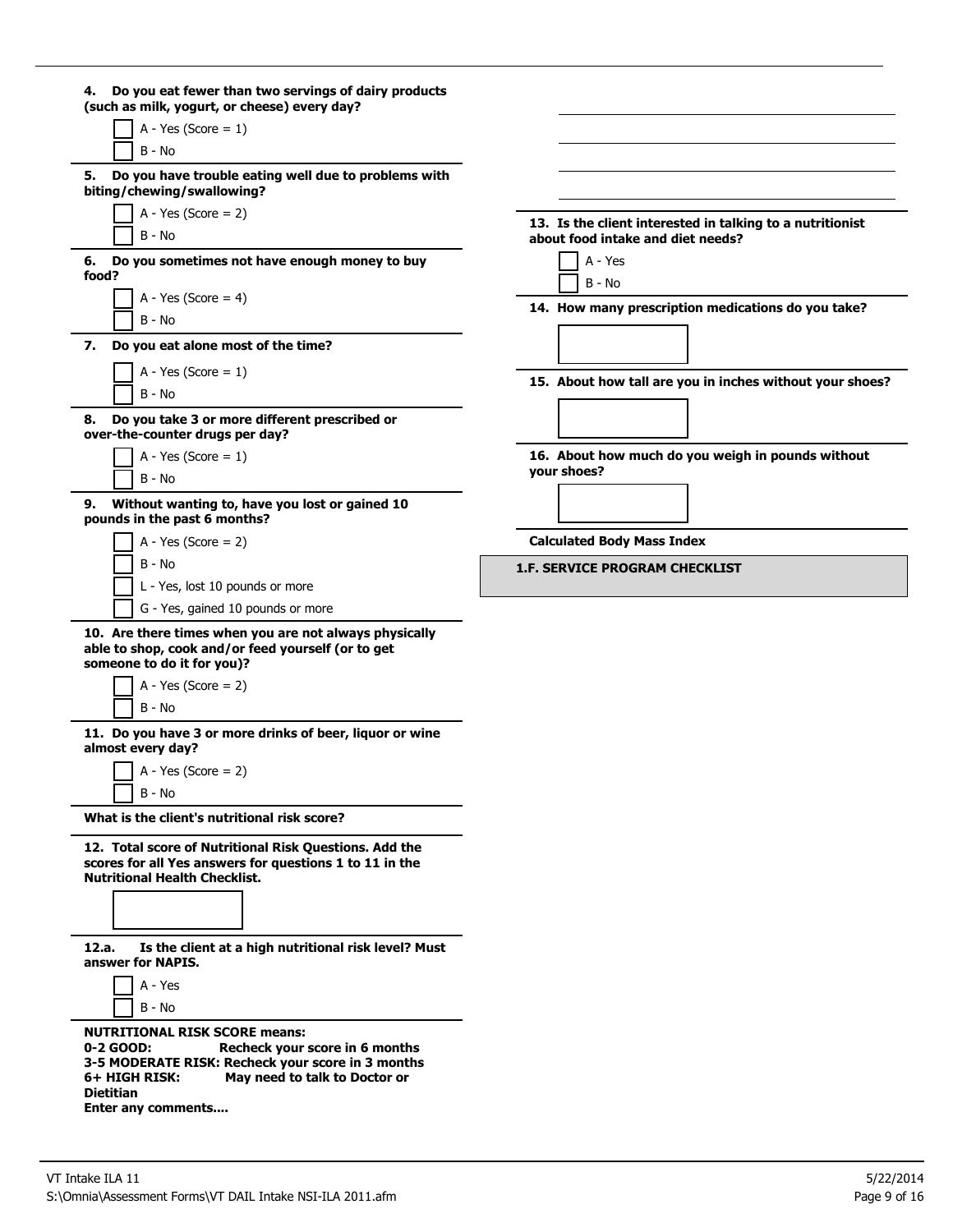**4. Do you eat fewer than two servings of dairy products (such as milk, yogurt, or cheese) every day?**

- [ ] A - Yes (Score = 1)
- [ ] B - No

**5. Do you have trouble eating well due to problems with biting/chewing/swallowing?**

- [ ] A - Yes (Score = 2)
- [ ] B - No

**6. Do you sometimes not have enough money to buy food?**

- [ ] A - Yes (Score = 4)
- [ ] B - No

**7. Do you eat alone most of the time?**

- [ ] A - Yes (Score = 1)
- [ ] B - No

**8. Do you take 3 or more different prescribed or over-the-counter drugs per day?**

- [ ] A - Yes (Score = 1)
- [ ] B - No

**9. Without wanting to, have you lost or gained 10 pounds in the past 6 months?**

- [ ] A - Yes (Score = 2)
- [ ] B - No
- [ ] L - Yes, lost 10 pounds or more
- [ ] G - Yes, gained 10 pounds or more

**10. Are there times when you are not always physically able to shop, cook and/or feed yourself (or to get someone to do it for you)?**

- [ ] A - Yes (Score = 2)
- [ ] B - No

**11. Do you have 3 or more drinks of beer, liquor or wine almost every day?**

- [ ] A - Yes (Score = 2)
- [ ] B - No

**What is the client's nutritional risk score?**

**12. Total score of Nutritional Risk Questions. Add the scores for all Yes answers for questions 1 to 11 in the Nutritional Health Checklist.**

[ ]

**12.a. Is the client at a high nutritional risk level? Must answer for NAPIS.**

- [ ] A - Yes
- [ ] B - No

**NUTRITIONAL RISK SCORE means:**
**0-2 GOOD: Recheck your score in 6 months**
**3-5 MODERATE RISK: Recheck your score in 3 months**
**6+ HIGH RISK: May need to talk to Doctor or Dietitian**
**Enter any comments....**

______________________________

______________________________

______________________________

______________________________

**13. Is the client interested in talking to a nutritionist about food intake and diet needs?**

- [ ] A - Yes
- [ ] B - No

**14. How many prescription medications do you take?**

[ ]

**15. About how tall are you in inches without your shoes?**

[ ]

**16. About how much do you weigh in pounds without your shoes?**

[ ]

**Calculated Body Mass Index**

## 1.F. SERVICE PROGRAM CHECKLIST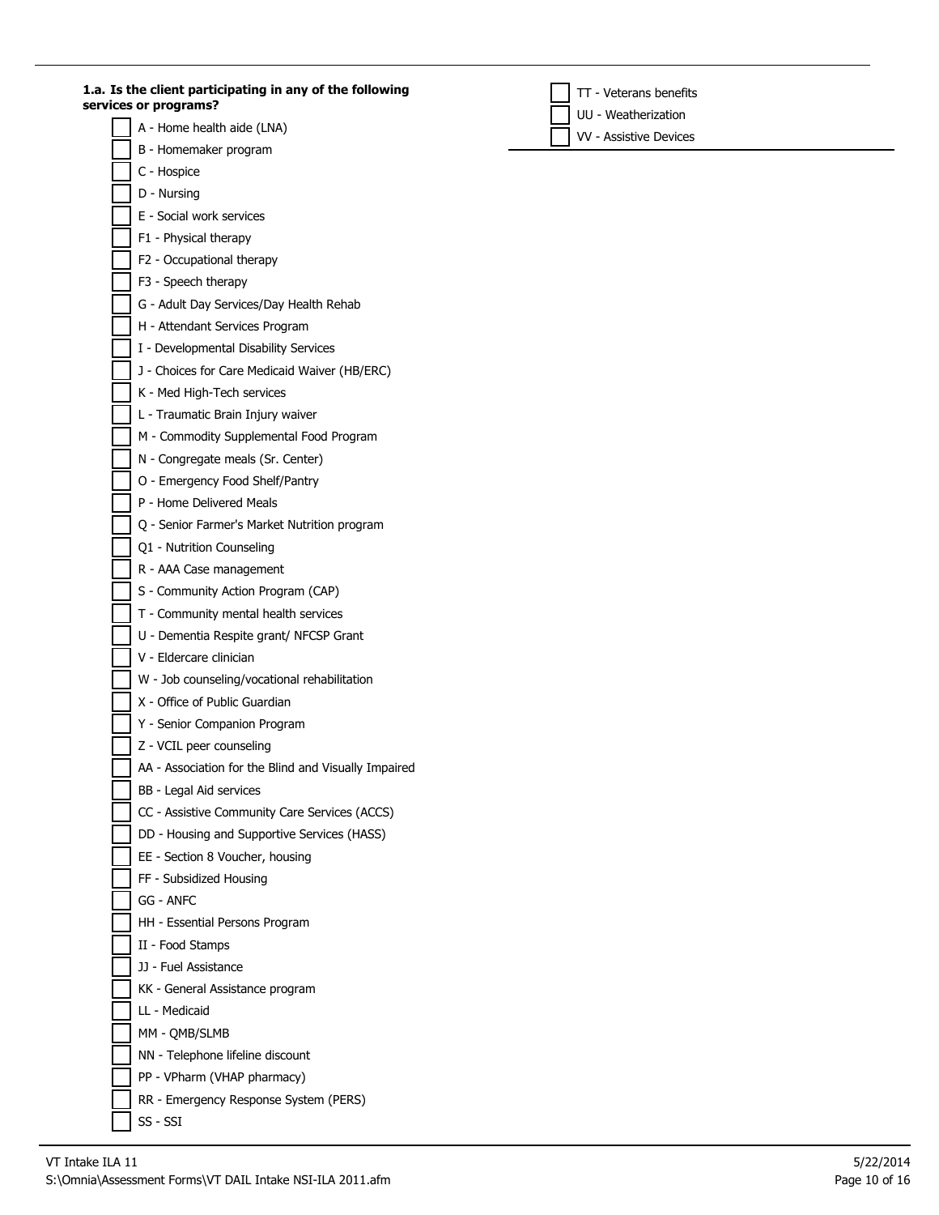**1.a. Is the client participating in any of the following services or programs?**

- [ ] A - Home health aide (LNA)
- [ ] B - Homemaker program
- [ ] C - Hospice
- [ ] D - Nursing
- [ ] E - Social work services
- [ ] F1 - Physical therapy
- [ ] F2 - Occupational therapy
- [ ] F3 - Speech therapy
- [ ] G - Adult Day Services/Day Health Rehab
- [ ] H - Attendant Services Program
- [ ] I - Developmental Disability Services
- [ ] J - Choices for Care Medicaid Waiver (HB/ERC)
- [ ] K - Med High-Tech services
- [ ] L - Traumatic Brain Injury waiver
- [ ] M - Commodity Supplemental Food Program
- [ ] N - Congregate meals (Sr. Center)
- [ ] O - Emergency Food Shelf/Pantry
- [ ] P - Home Delivered Meals
- [ ] Q - Senior Farmer's Market Nutrition program
- [ ] Q1 - Nutrition Counseling
- [ ] R - AAA Case management
- [ ] S - Community Action Program (CAP)
- [ ] T - Community mental health services
- [ ] U - Dementia Respite grant/ NFCSP Grant
- [ ] V - Eldercare clinician
- [ ] W - Job counseling/vocational rehabilitation
- [ ] X - Office of Public Guardian
- [ ] Y - Senior Companion Program
- [ ] Z - VCIL peer counseling
- [ ] AA - Association for the Blind and Visually Impaired
- [ ] BB - Legal Aid services
- [ ] CC - Assistive Community Care Services (ACCS)
- [ ] DD - Housing and Supportive Services (HASS)
- [ ] EE - Section 8 Voucher, housing
- [ ] FF - Subsidized Housing
- [ ] GG - ANFC
- [ ] HH - Essential Persons Program
- [ ] II - Food Stamps
- [ ] JJ - Fuel Assistance
- [ ] KK - General Assistance program
- [ ] LL - Medicaid
- [ ] MM - QMB/SLMB
- [ ] NN - Telephone lifeline discount
- [ ] PP - VPharm (VHAP pharmacy)
- [ ] RR - Emergency Response System (PERS)
- [ ] SS - SSI
- [ ] TT - Veterans benefits
- [ ] UU - Weatherization
- [ ] VV - Assistive Devices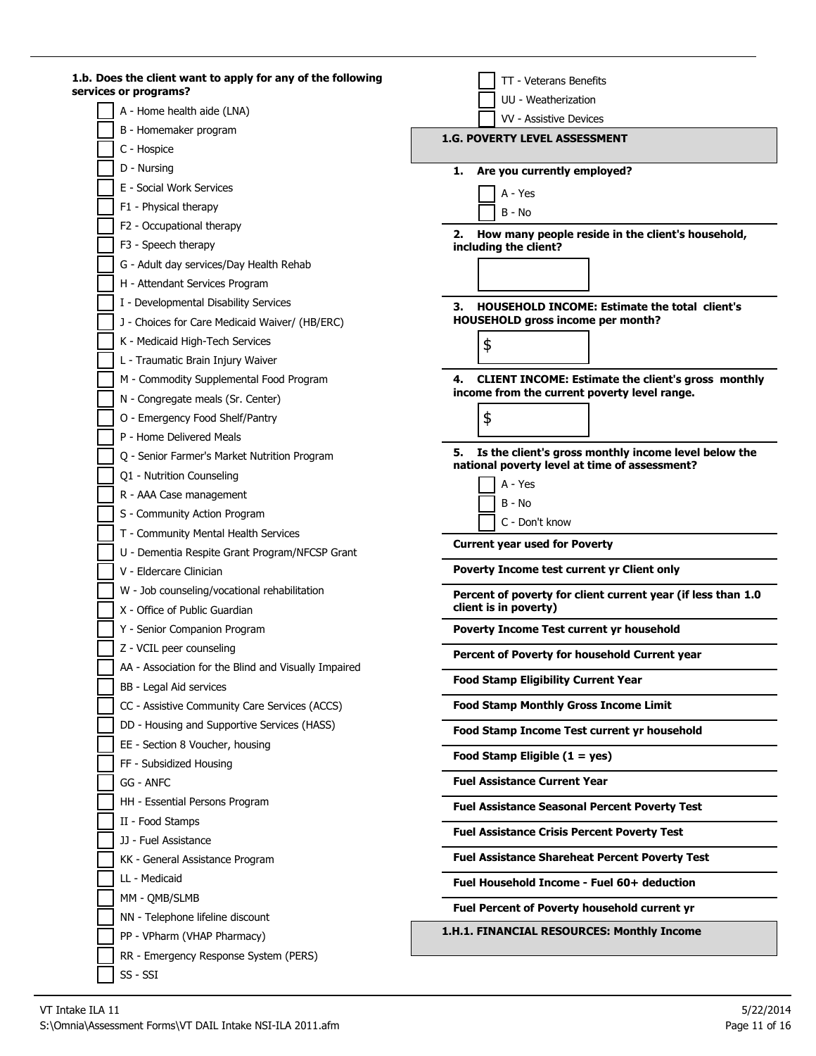**1.b. Does the client want to apply for any of the following services or programs?**

- [ ] A - Home health aide (LNA)
- [ ] B - Homemaker program
- [ ] C - Hospice
- [ ] D - Nursing
- [ ] E - Social Work Services
- [ ] F1 - Physical therapy
- [ ] F2 - Occupational therapy
- [ ] F3 - Speech therapy
- [ ] G - Adult day services/Day Health Rehab
- [ ] H - Attendant Services Program
- [ ] I - Developmental Disability Services
- [ ] J - Choices for Care Medicaid Waiver/ (HB/ERC)
- [ ] K - Medicaid High-Tech Services
- [ ] L - Traumatic Brain Injury Waiver
- [ ] M - Commodity Supplemental Food Program
- [ ] N - Congregate meals (Sr. Center)
- [ ] O - Emergency Food Shelf/Pantry
- [ ] P - Home Delivered Meals
- [ ] Q - Senior Farmer's Market Nutrition Program
- [ ] Q1 - Nutrition Counseling
- [ ] R - AAA Case management
- [ ] S - Community Action Program
- [ ] T - Community Mental Health Services
- [ ] U - Dementia Respite Grant Program/NFCSP Grant
- [ ] V - Eldercare Clinician
- [ ] W - Job counseling/vocational rehabilitation
- [ ] X - Office of Public Guardian
- [ ] Y - Senior Companion Program
- [ ] Z - VCIL peer counseling
- [ ] AA - Association for the Blind and Visually Impaired
- [ ] BB - Legal Aid services
- [ ] CC - Assistive Community Care Services (ACCS)
- [ ] DD - Housing and Supportive Services (HASS)
- [ ] EE - Section 8 Voucher, housing
- [ ] FF - Subsidized Housing
- [ ] GG - ANFC
- [ ] HH - Essential Persons Program
- [ ] II - Food Stamps
- [ ] JJ - Fuel Assistance
- [ ] KK - General Assistance Program
- [ ] LL - Medicaid
- [ ] MM - QMB/SLMB
- [ ] NN - Telephone lifeline discount
- [ ] PP - VPharm (VHAP Pharmacy)
- [ ] RR - Emergency Response System (PERS)
- [ ] SS - SSI
- [ ] TT - Veterans Benefits
- [ ] UU - Weatherization
- [ ] VV - Assistive Devices

## 1.G. POVERTY LEVEL ASSESSMENT

**1. Are you currently employed?**

- [ ] A - Yes
- [ ] B - No

**2. How many people reside in the client's household, including the client?**

\_\_\_\_\_\_\_\_

**3. HOUSEHOLD INCOME: Estimate the total client's HOUSEHOLD gross income per month?**

$ \_\_\_\_\_\_\_\_

**4. CLIENT INCOME: Estimate the client's gross monthly income from the current poverty level range.**

$ \_\_\_\_\_\_\_\_

**5. Is the client's gross monthly income level below the national poverty level at time of assessment?**

- [ ] A - Yes
- [ ] B - No
- [ ] C - Don't know

**Current year used for Poverty**

**Poverty Income test current yr Client only**

**Percent of poverty for client current year (if less than 1.0 client is in poverty)**

**Poverty Income Test current yr household**

**Percent of Poverty for household Current year**

**Food Stamp Eligibility Current Year**

**Food Stamp Monthly Gross Income Limit**

**Food Stamp Income Test current yr household**

**Food Stamp Eligible (1 = yes)**

**Fuel Assistance Current Year**

**Fuel Assistance Seasonal Percent Poverty Test**

**Fuel Assistance Crisis Percent Poverty Test**

**Fuel Assistance Shareheat Percent Poverty Test**

**Fuel Household Income - Fuel 60+ deduction**

**Fuel Percent of Poverty household current yr**

## 1.H.1. FINANCIAL RESOURCES: Monthly Income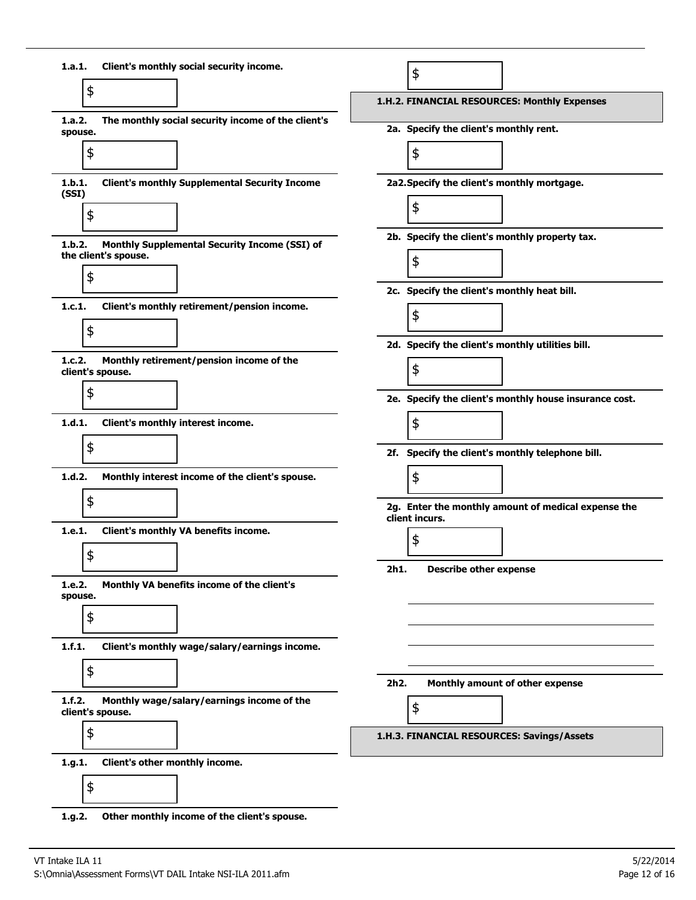**1.a.1. Client's monthly social security income.**

$

**1.a.2. The monthly social security income of the client's spouse.**

$

**1.b.1. Client's monthly Supplemental Security Income (SSI)**

$

**1.b.2. Monthly Supplemental Security Income (SSI) of the client's spouse.**

$

**1.c.1. Client's monthly retirement/pension income.**

$

**1.c.2. Monthly retirement/pension income of the client's spouse.**

$

**1.d.1. Client's monthly interest income.**

$

**1.d.2. Monthly interest income of the client's spouse.**

$

**1.e.1. Client's monthly VA benefits income.**

$

**1.e.2. Monthly VA benefits income of the client's spouse.**

$

**1.f.1. Client's monthly wage/salary/earnings income.**

$

**1.f.2. Monthly wage/salary/earnings income of the client's spouse.**

$

**1.g.1. Client's other monthly income.**

$

**1.g.2. Other monthly income of the client's spouse.**

$

## 1.H.2. FINANCIAL RESOURCES: Monthly Expenses

**2a. Specify the client's monthly rent.**

$

**2a2. Specify the client's monthly mortgage.**

$

**2b. Specify the client's monthly property tax.**

$

**2c. Specify the client's monthly heat bill.**

$

**2d. Specify the client's monthly utilities bill.**

$

**2e. Specify the client's monthly house insurance cost.**

$

**2f. Specify the client's monthly telephone bill.**

$

**2g. Enter the monthly amount of medical expense the client incurs.**

$

**2h1. Describe other expense**

\_\_\_\_\_\_\_\_\_\_\_\_\_\_\_\_\_\_\_\_\_\_\_\_\_\_\_\_\_\_\_\_\_\_\_\_\_\_\_\_

\_\_\_\_\_\_\_\_\_\_\_\_\_\_\_\_\_\_\_\_\_\_\_\_\_\_\_\_\_\_\_\_\_\_\_\_\_\_\_\_

\_\_\_\_\_\_\_\_\_\_\_\_\_\_\_\_\_\_\_\_\_\_\_\_\_\_\_\_\_\_\_\_\_\_\_\_\_\_\_\_

\_\_\_\_\_\_\_\_\_\_\_\_\_\_\_\_\_\_\_\_\_\_\_\_\_\_\_\_\_\_\_\_\_\_\_\_\_\_\_\_

**2h2. Monthly amount of other expense**

$

## 1.H.3. FINANCIAL RESOURCES: Savings/Assets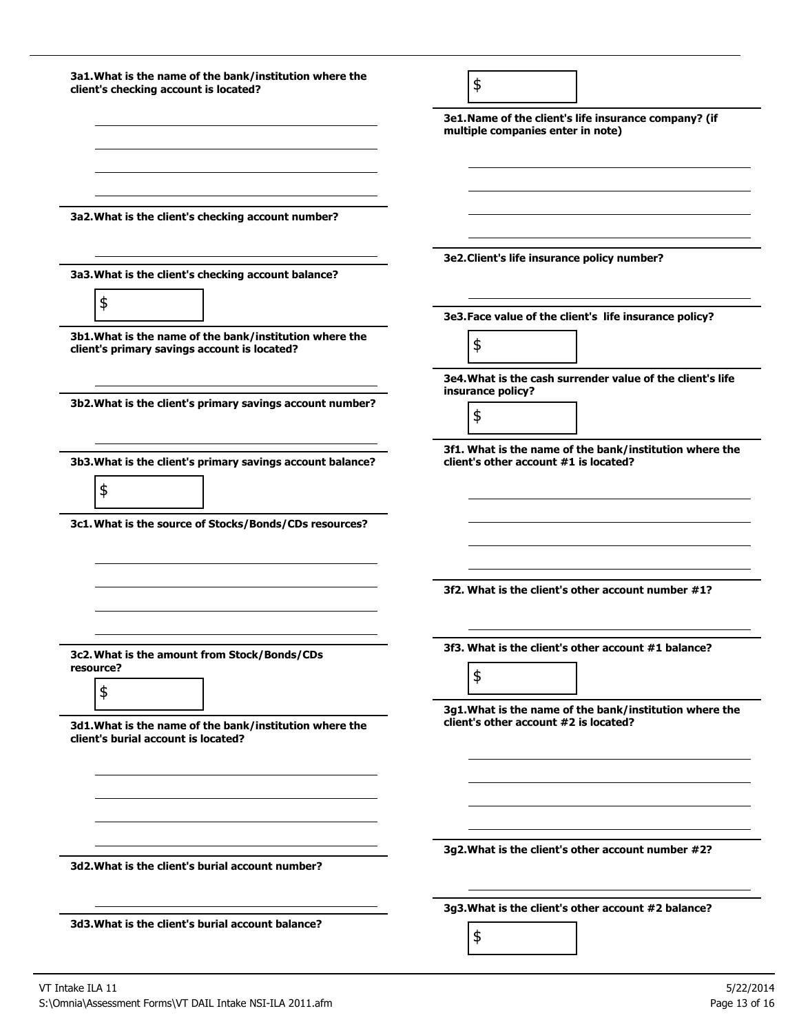**3a1. What is the name of the bank/institution where the client's checking account is located?**

**3a2. What is the client's checking account number?**

**3a3. What is the client's checking account balance?**

$

**3b1. What is the name of the bank/institution where the client's primary savings account is located?**

**3b2. What is the client's primary savings account number?**

**3b3. What is the client's primary savings account balance?**

$

**3c1. What is the source of Stocks/Bonds/CDs resources?**

**3c2. What is the amount from Stock/Bonds/CDs resource?**

$

**3d1. What is the name of the bank/institution where the client's burial account is located?**

**3d2. What is the client's burial account number?**

**3d3. What is the client's burial account balance?**

$

**3e1. Name of the client's life insurance company? (if multiple companies enter in note)**

**3e2. Client's life insurance policy number?**

**3e3. Face value of the client's life insurance policy?**

$

**3e4. What is the cash surrender value of the client's life insurance policy?**

$

**3f1. What is the name of the bank/institution where the client's other account #1 is located?**

**3f2. What is the client's other account number #1?**

**3f3. What is the client's other account #1 balance?**

$

**3g1. What is the name of the bank/institution where the client's other account #2 is located?**

**3g2. What is the client's other account number #2?**

**3g3. What is the client's other account #2 balance?**

$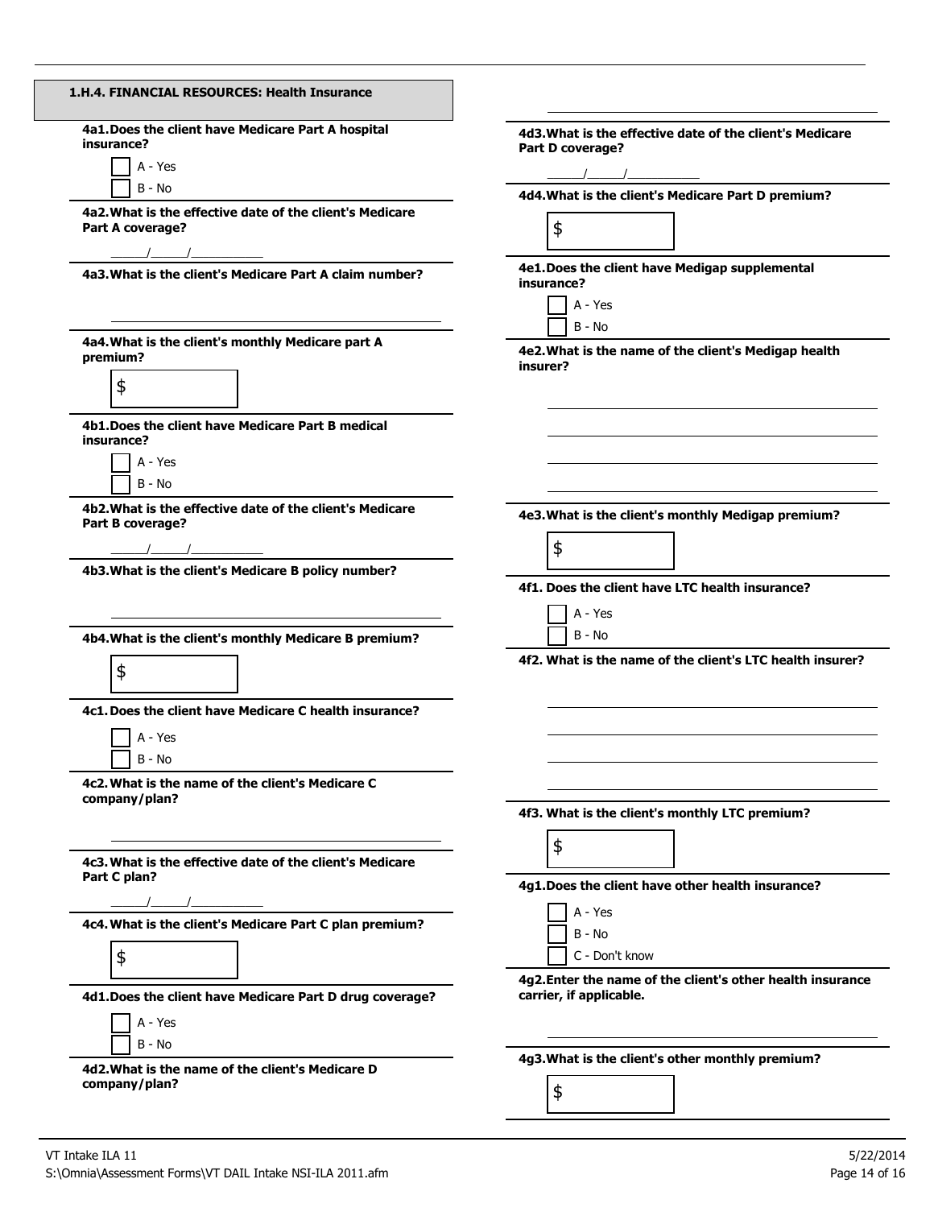### 1.H.4. FINANCIAL RESOURCES: Health Insurance

**4a1. Does the client have Medicare Part A hospital insurance?**

- [ ] A - Yes
- [ ] B - No

**4a2. What is the effective date of the client's Medicare Part A coverage?**

\_\_\_\_\_/\_\_\_\_\_/\_\_\_\_\_\_\_\_\_\_

**4a3. What is the client's Medicare Part A claim number?**

\_\_\_\_\_\_\_\_\_\_\_\_\_\_\_\_\_\_\_\_\_\_\_\_\_\_\_\_\_\_\_\_\_\_\_\_\_\_\_\_

**4a4. What is the client's monthly Medicare part A premium?**

$

**4b1. Does the client have Medicare Part B medical insurance?**

- [ ] A - Yes
- [ ] B - No

**4b2. What is the effective date of the client's Medicare Part B coverage?**

\_\_\_\_\_/\_\_\_\_\_/\_\_\_\_\_\_\_\_\_\_

**4b3. What is the client's Medicare B policy number?**

\_\_\_\_\_\_\_\_\_\_\_\_\_\_\_\_\_\_\_\_\_\_\_\_\_\_\_\_\_\_\_\_\_\_\_\_\_\_\_\_

**4b4. What is the client's monthly Medicare B premium?**

$

**4c1. Does the client have Medicare C health insurance?**

- [ ] A - Yes
- [ ] B - No

**4c2. What is the name of the client's Medicare C company/plan?**

\_\_\_\_\_\_\_\_\_\_\_\_\_\_\_\_\_\_\_\_\_\_\_\_\_\_\_\_\_\_\_\_\_\_\_\_\_\_\_\_

**4c3. What is the effective date of the client's Medicare Part C plan?**

\_\_\_\_\_/\_\_\_\_\_/\_\_\_\_\_\_\_\_\_\_

**4c4. What is the client's Medicare Part C plan premium?**

$

**4d1. Does the client have Medicare Part D drug coverage?**

- [ ] A - Yes
- [ ] B - No

**4d2. What is the name of the client's Medicare D company/plan?**

\_\_\_\_\_\_\_\_\_\_\_\_\_\_\_\_\_\_\_\_\_\_\_\_\_\_\_\_\_\_\_\_\_\_\_\_\_\_\_\_

**4d3. What is the effective date of the client's Medicare Part D coverage?**

\_\_\_\_\_/\_\_\_\_\_/\_\_\_\_\_\_\_\_\_\_

**4d4. What is the client's Medicare Part D premium?**

$

**4e1. Does the client have Medigap supplemental insurance?**

- [ ] A - Yes
- [ ] B - No

**4e2. What is the name of the client's Medigap health insurer?**

\_\_\_\_\_\_\_\_\_\_\_\_\_\_\_\_\_\_\_\_\_\_\_\_\_\_\_\_\_\_\_\_\_\_\_\_\_\_\_\_

\_\_\_\_\_\_\_\_\_\_\_\_\_\_\_\_\_\_\_\_\_\_\_\_\_\_\_\_\_\_\_\_\_\_\_\_\_\_\_\_

\_\_\_\_\_\_\_\_\_\_\_\_\_\_\_\_\_\_\_\_\_\_\_\_\_\_\_\_\_\_\_\_\_\_\_\_\_\_\_\_

\_\_\_\_\_\_\_\_\_\_\_\_\_\_\_\_\_\_\_\_\_\_\_\_\_\_\_\_\_\_\_\_\_\_\_\_\_\_\_\_

**4e3. What is the client's monthly Medigap premium?**

$

**4f1. Does the client have LTC health insurance?**

- [ ] A - Yes
- [ ] B - No

**4f2. What is the name of the client's LTC health insurer?**

\_\_\_\_\_\_\_\_\_\_\_\_\_\_\_\_\_\_\_\_\_\_\_\_\_\_\_\_\_\_\_\_\_\_\_\_\_\_\_\_

\_\_\_\_\_\_\_\_\_\_\_\_\_\_\_\_\_\_\_\_\_\_\_\_\_\_\_\_\_\_\_\_\_\_\_\_\_\_\_\_

\_\_\_\_\_\_\_\_\_\_\_\_\_\_\_\_\_\_\_\_\_\_\_\_\_\_\_\_\_\_\_\_\_\_\_\_\_\_\_\_

\_\_\_\_\_\_\_\_\_\_\_\_\_\_\_\_\_\_\_\_\_\_\_\_\_\_\_\_\_\_\_\_\_\_\_\_\_\_\_\_

**4f3. What is the client's monthly LTC premium?**

$

**4g1. Does the client have other health insurance?**

- [ ] A - Yes
- [ ] B - No
- [ ] C - Don't know

**4g2. Enter the name of the client's other health insurance carrier, if applicable.**

\_\_\_\_\_\_\_\_\_\_\_\_\_\_\_\_\_\_\_\_\_\_\_\_\_\_\_\_\_\_\_\_\_\_\_\_\_\_\_\_

**4g3. What is the client's other monthly premium?**

$

VT Intake ILA 11
S:\Omnia\Assessment Forms\VT DAIL Intake NSI-ILA 2011.afm
5/22/2014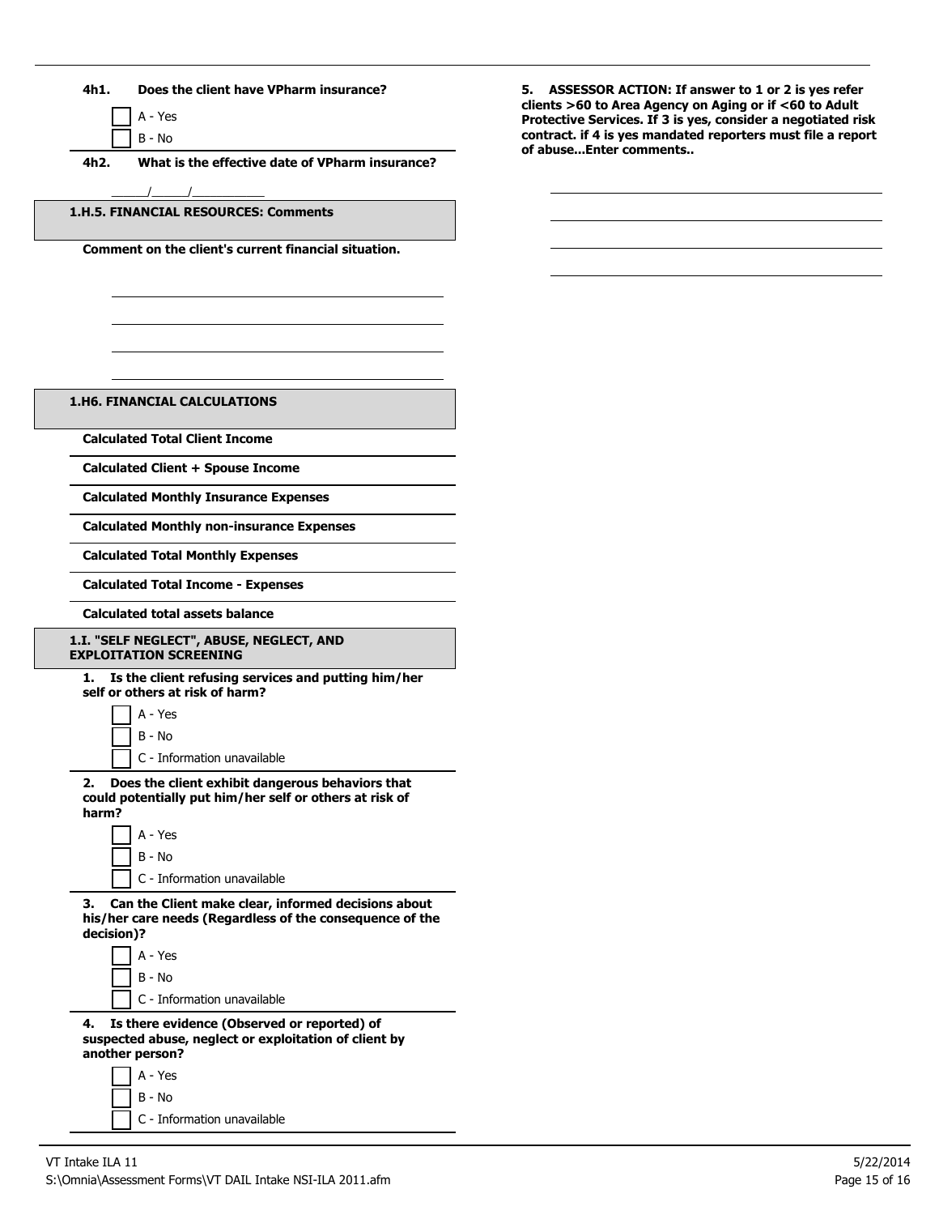**4h1. Does the client have VPharm insurance?**

- [ ] A - Yes
- [ ] B - No

**4h2. What is the effective date of VPharm insurance?**

_____/_____/__________

## 1.H.5. FINANCIAL RESOURCES: Comments

**Comment on the client's current financial situation.**

________________________________________

________________________________________

________________________________________

________________________________________

## 1.H6. FINANCIAL CALCULATIONS

**Calculated Total Client Income**

**Calculated Client + Spouse Income**

**Calculated Monthly Insurance Expenses**

**Calculated Monthly non-insurance Expenses**

**Calculated Total Monthly Expenses**

**Calculated Total Income - Expenses**

**Calculated total assets balance**

## 1.I. "SELF NEGLECT", ABUSE, NEGLECT, AND EXPLOITATION SCREENING

**1. Is the client refusing services and putting him/her self or others at risk of harm?**

- [ ] A - Yes
- [ ] B - No
- [ ] C - Information unavailable

**2. Does the client exhibit dangerous behaviors that could potentially put him/her self or others at risk of harm?**

- [ ] A - Yes
- [ ] B - No
- [ ] C - Information unavailable

**3. Can the Client make clear, informed decisions about his/her care needs (Regardless of the consequence of the decision)?**

- [ ] A - Yes
- [ ] B - No
- [ ] C - Information unavailable

**4. Is there evidence (Observed or reported) of suspected abuse, neglect or exploitation of client by another person?**

- [ ] A - Yes
- [ ] B - No
- [ ] C - Information unavailable

**5. ASSESSOR ACTION: If answer to 1 or 2 is yes refer clients >60 to Area Agency on Aging or if <60 to Adult Protective Services. If 3 is yes, consider a negotiated risk contract. if 4 is yes mandated reporters must file a report of abuse...Enter comments..**

________________________________________

________________________________________

________________________________________

________________________________________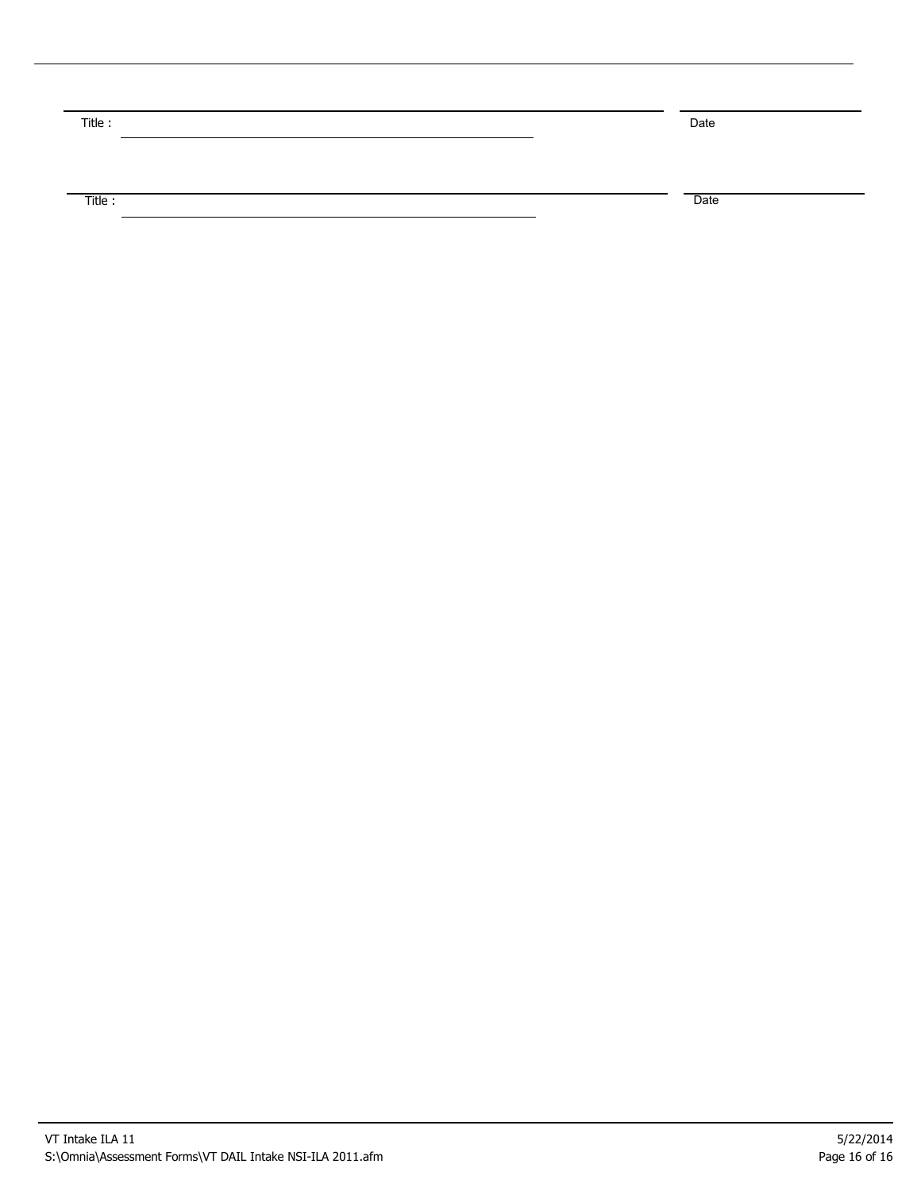Title : ______________________________ Date

Title : ______________________________ Date